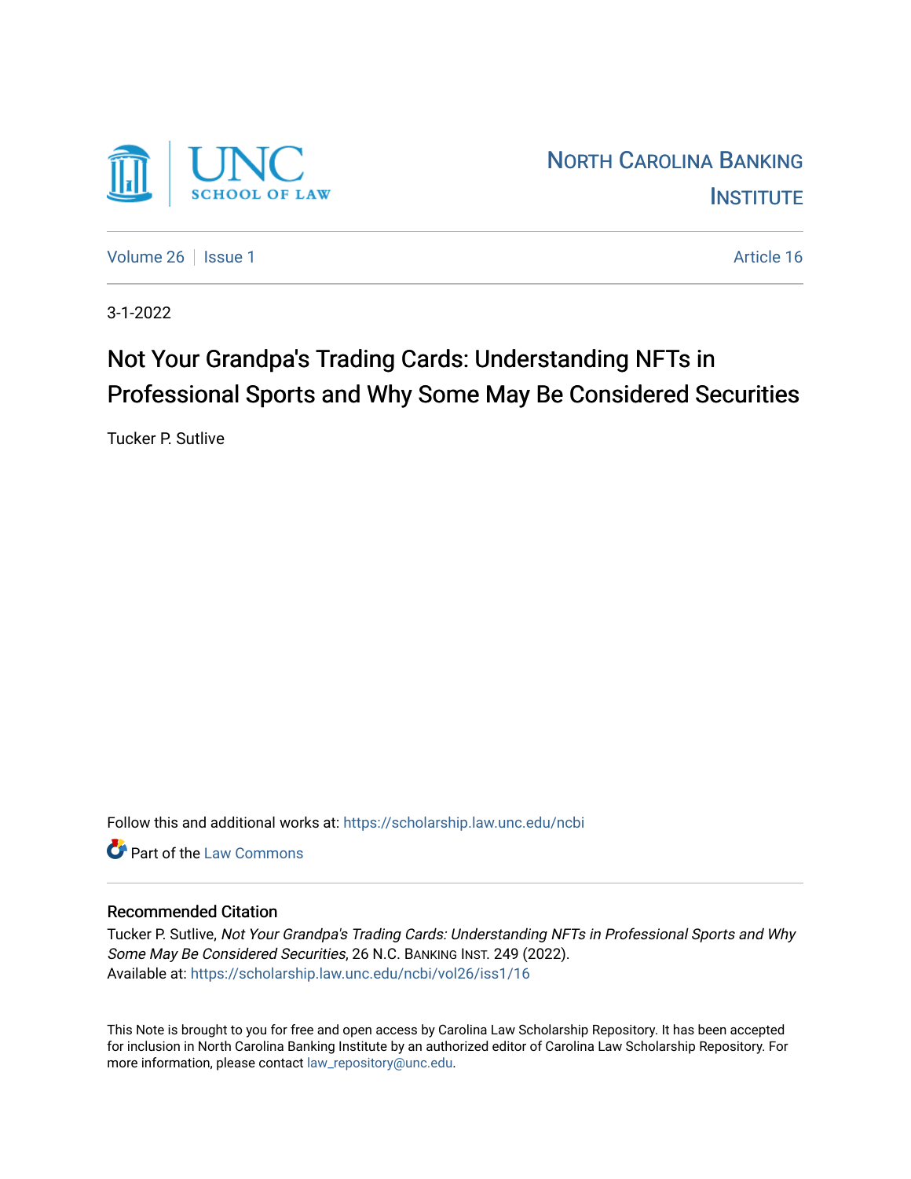UNC SCHOOL OF LAW

NORTH CAROLINA BANKING INSTITUTE

Volume 26 | Issue 1 | Article 16

3-1-2022

# Not Your Grandpa's Trading Cards: Understanding NFTs in Professional Sports and Why Some May Be Considered Securities

Tucker P. Sutlive

Follow this and additional works at: https://scholarship.law.unc.edu/ncbi

Part of the Law Commons

## Recommended Citation

Tucker P. Sutlive, *Not Your Grandpa's Trading Cards: Understanding NFTs in Professional Sports and Why Some May Be Considered Securities*, 26 N.C. BANKING INST. 249 (2022).
Available at: https://scholarship.law.unc.edu/ncbi/vol26/iss1/16

This Note is brought to you for free and open access by Carolina Law Scholarship Repository. It has been accepted for inclusion in North Carolina Banking Institute by an authorized editor of Carolina Law Scholarship Repository. For more information, please contact law_repository@unc.edu.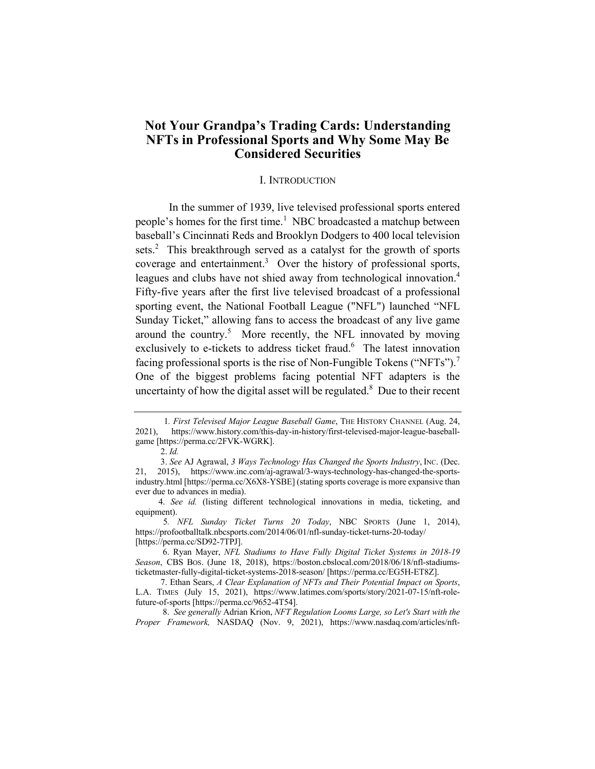# Not Your Grandpa's Trading Cards: Understanding NFTs in Professional Sports and Why Some May Be Considered Securities

## I. INTRODUCTION

In the summer of 1939, live televised professional sports entered people's homes for the first time.[1] NBC broadcasted a matchup between baseball's Cincinnati Reds and Brooklyn Dodgers to 400 local television sets.[2] This breakthrough served as a catalyst for the growth of sports coverage and entertainment.[3] Over the history of professional sports, leagues and clubs have not shied away from technological innovation.[4] Fifty-five years after the first live televised broadcast of a professional sporting event, the National Football League ("NFL") launched "NFL Sunday Ticket," allowing fans to access the broadcast of any live game around the country.[5] More recently, the NFL innovated by moving exclusively to e-tickets to address ticket fraud.[6] The latest innovation facing professional sports is the rise of Non-Fungible Tokens ("NFTs").[7] One of the biggest problems facing potential NFT adapters is the uncertainty of how the digital asset will be regulated.[8] Due to their recent

---

1. *First Televised Major League Baseball Game*, THE HISTORY CHANNEL (Aug. 24, 2021), https://www.history.com/this-day-in-history/first-televised-major-league-baseball-game [https://perma.cc/2FVK-WGRK].

2. *Id.*

3. *See* AJ Agrawal, *3 Ways Technology Has Changed the Sports Industry*, INC. (Dec. 21, 2015), https://www.inc.com/aj-agrawal/3-ways-technology-has-changed-the-sports-industry.html [https://perma.cc/X6X8-YSBE] (stating sports coverage is more expansive than ever due to advances in media).

4. *See id.* (listing different technological innovations in media, ticketing, and equipment).

5. *NFL Sunday Ticket Turns 20 Today*, NBC SPORTS (June 1, 2014), https://profootballtalk.nbcsports.com/2014/06/01/nfl-sunday-ticket-turns-20-today/ [https://perma.cc/SD92-7TPJ].

6. Ryan Mayer, *NFL Stadiums to Have Fully Digital Ticket Systems in 2018-19 Season*, CBS BOS. (June 18, 2018), https://boston.cbslocal.com/2018/06/18/nfl-stadiums-ticketmaster-fully-digital-ticket-systems-2018-season/ [https://perma.cc/EG5H-ET8Z].

7. Ethan Sears, *A Clear Explanation of NFTs and Their Potential Impact on Sports*, L.A. TIMES (July 15, 2021), https://www.latimes.com/sports/story/2021-07-15/nft-role-future-of-sports [https://perma.cc/9652-4T54].

8. *See generally* Adrian Krion, *NFT Regulation Looms Large, so Let's Start with the Proper Framework,* NASDAQ (Nov. 9, 2021), https://www.nasdaq.com/articles/nft-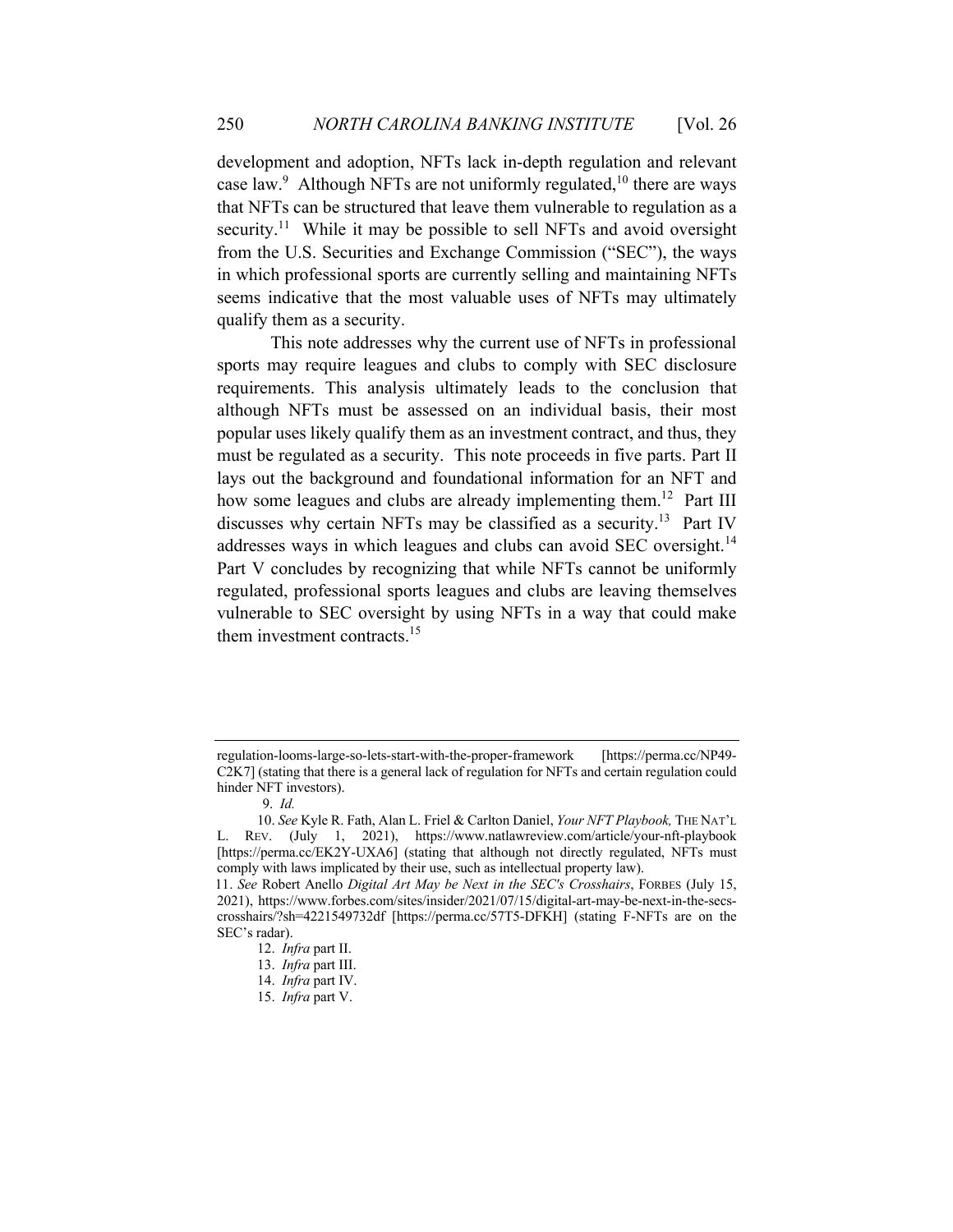development and adoption, NFTs lack in-depth regulation and relevant case law.[9] Although NFTs are not uniformly regulated,[10] there are ways that NFTs can be structured that leave them vulnerable to regulation as a security.[11] While it may be possible to sell NFTs and avoid oversight from the U.S. Securities and Exchange Commission ("SEC"), the ways in which professional sports are currently selling and maintaining NFTs seems indicative that the most valuable uses of NFTs may ultimately qualify them as a security.

This note addresses why the current use of NFTs in professional sports may require leagues and clubs to comply with SEC disclosure requirements. This analysis ultimately leads to the conclusion that although NFTs must be assessed on an individual basis, their most popular uses likely qualify them as an investment contract, and thus, they must be regulated as a security. This note proceeds in five parts. Part II lays out the background and foundational information for an NFT and how some leagues and clubs are already implementing them.[12] Part III discusses why certain NFTs may be classified as a security.[13] Part IV addresses ways in which leagues and clubs can avoid SEC oversight.[14] Part V concludes by recognizing that while NFTs cannot be uniformly regulated, professional sports leagues and clubs are leaving themselves vulnerable to SEC oversight by using NFTs in a way that could make them investment contracts.[15]

---

regulation-looms-large-so-lets-start-with-the-proper-framework [https://perma.cc/NP49-C2K7] (stating that there is a general lack of regulation for NFTs and certain regulation could hinder NFT investors).

9. *Id.*

10. *See* Kyle R. Fath, Alan L. Friel & Carlton Daniel, *Your NFT Playbook,* THE NAT'L L. REV. (July 1, 2021), https://www.natlawreview.com/article/your-nft-playbook [https://perma.cc/EK2Y-UXA6] (stating that although not directly regulated, NFTs must comply with laws implicated by their use, such as intellectual property law).

11. *See* Robert Anello *Digital Art May be Next in the SEC's Crosshairs*, FORBES (July 15, 2021), https://www.forbes.com/sites/insider/2021/07/15/digital-art-may-be-next-in-the-secs-crosshairs/?sh=4221549732df [https://perma.cc/57T5-DFKH] (stating F-NFTs are on the SEC's radar).

12. *Infra* part II.

13. *Infra* part III.

14. *Infra* part IV.

15. *Infra* part V.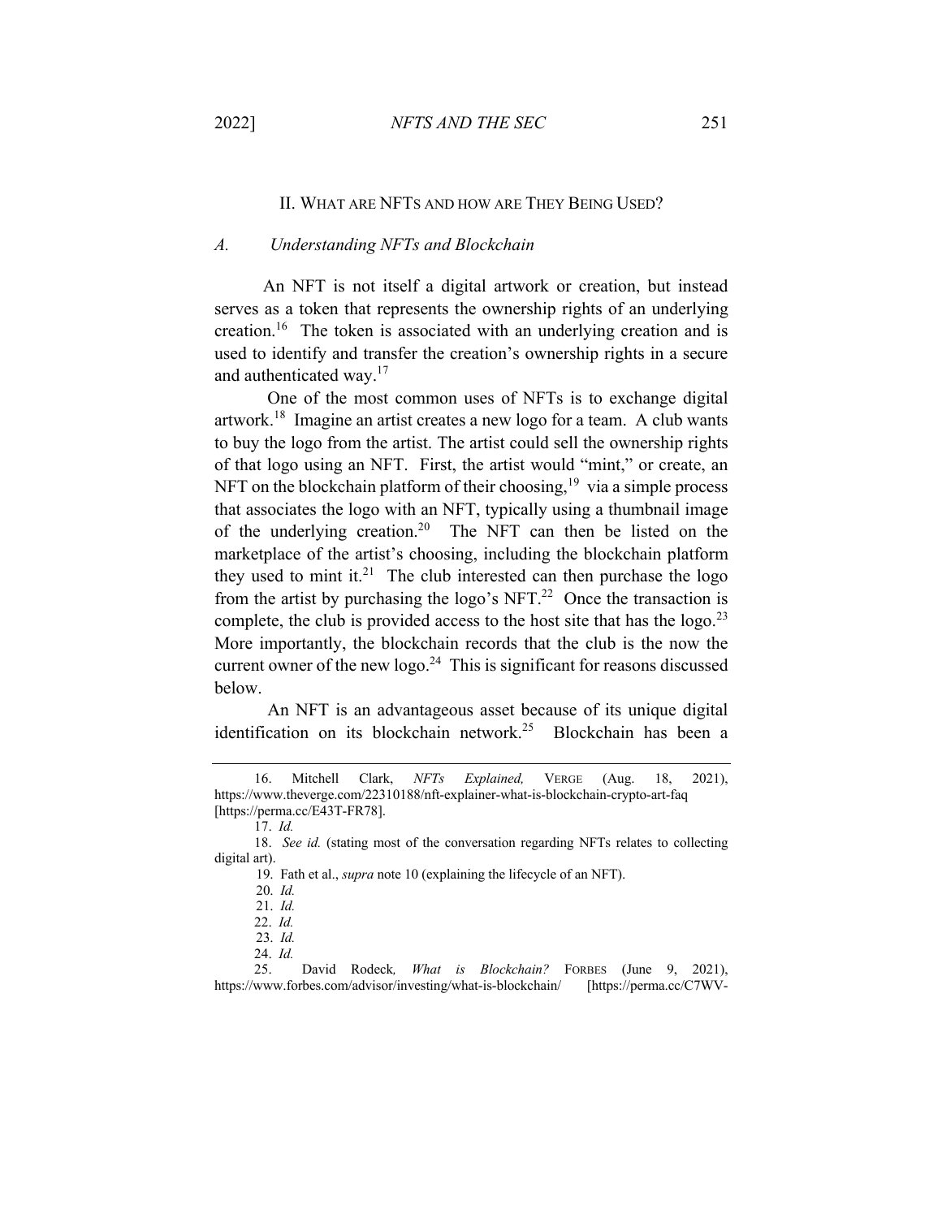## II. WHAT ARE NFTS AND HOW ARE THEY BEING USED?

### A. Understanding NFTs and Blockchain

An NFT is not itself a digital artwork or creation, but instead serves as a token that represents the ownership rights of an underlying creation.[16] The token is associated with an underlying creation and is used to identify and transfer the creation's ownership rights in a secure and authenticated way.[17]

One of the most common uses of NFTs is to exchange digital artwork.[18] Imagine an artist creates a new logo for a team. A club wants to buy the logo from the artist. The artist could sell the ownership rights of that logo using an NFT. First, the artist would "mint," or create, an NFT on the blockchain platform of their choosing,[19] via a simple process that associates the logo with an NFT, typically using a thumbnail image of the underlying creation.[20] The NFT can then be listed on the marketplace of the artist's choosing, including the blockchain platform they used to mint it.[21] The club interested can then purchase the logo from the artist by purchasing the logo's NFT.[22] Once the transaction is complete, the club is provided access to the host site that has the logo.[23] More importantly, the blockchain records that the club is the now the current owner of the new logo.[24] This is significant for reasons discussed below.

An NFT is an advantageous asset because of its unique digital identification on its blockchain network.[25] Blockchain has been a

---

16. Mitchell Clark, *NFTs Explained,* VERGE (Aug. 18, 2021), https://www.theverge.com/22310188/nft-explainer-what-is-blockchain-crypto-art-faq [https://perma.cc/E43T-FR78].

17. *Id.*

18. *See id.* (stating most of the conversation regarding NFTs relates to collecting digital art).

19. Fath et al., *supra* note 10 (explaining the lifecycle of an NFT).

20. *Id.*

21. *Id.*

22. *Id.*

23. *Id.*

24. *Id.*

25. David Rodeck*, What is Blockchain?* FORBES (June 9, 2021), https://www.forbes.com/advisor/investing/what-is-blockchain/ [https://perma.cc/C7WV-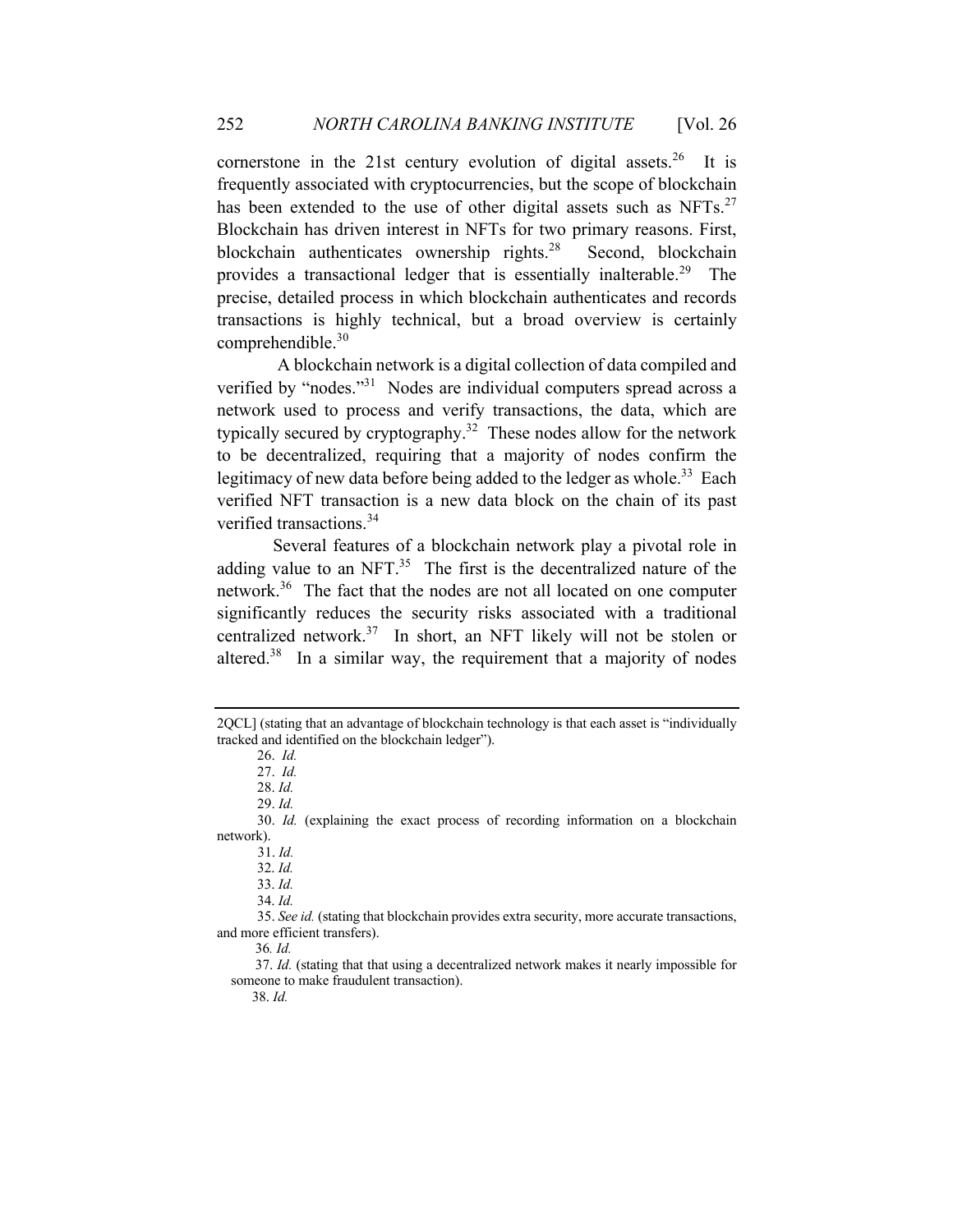cornerstone in the 21st century evolution of digital assets.[26] It is frequently associated with cryptocurrencies, but the scope of blockchain has been extended to the use of other digital assets such as NFTs.[27] Blockchain has driven interest in NFTs for two primary reasons. First, blockchain authenticates ownership rights.[28] Second, blockchain provides a transactional ledger that is essentially inalterable.[29] The precise, detailed process in which blockchain authenticates and records transactions is highly technical, but a broad overview is certainly comprehendible.[30]

A blockchain network is a digital collection of data compiled and verified by "nodes."[31] Nodes are individual computers spread across a network used to process and verify transactions, the data, which are typically secured by cryptography.[32] These nodes allow for the network to be decentralized, requiring that a majority of nodes confirm the legitimacy of new data before being added to the ledger as whole.[33] Each verified NFT transaction is a new data block on the chain of its past verified transactions.[34]

Several features of a blockchain network play a pivotal role in adding value to an NFT.[35] The first is the decentralized nature of the network.[36] The fact that the nodes are not all located on one computer significantly reduces the security risks associated with a traditional centralized network.[37] In short, an NFT likely will not be stolen or altered.[38] In a similar way, the requirement that a majority of nodes

---

2QCL] (stating that an advantage of blockchain technology is that each asset is "individually tracked and identified on the blockchain ledger").

26. *Id.*

27. *Id.*

28. *Id.*

29. *Id.*

30. *Id.* (explaining the exact process of recording information on a blockchain network).

31. *Id.*

32. *Id.*

33. *Id.*

34. *Id.*

35. *See id.* (stating that blockchain provides extra security, more accurate transactions, and more efficient transfers).

36. *Id.*

37. *Id.* (stating that that using a decentralized network makes it nearly impossible for someone to make fraudulent transaction).

38. *Id.*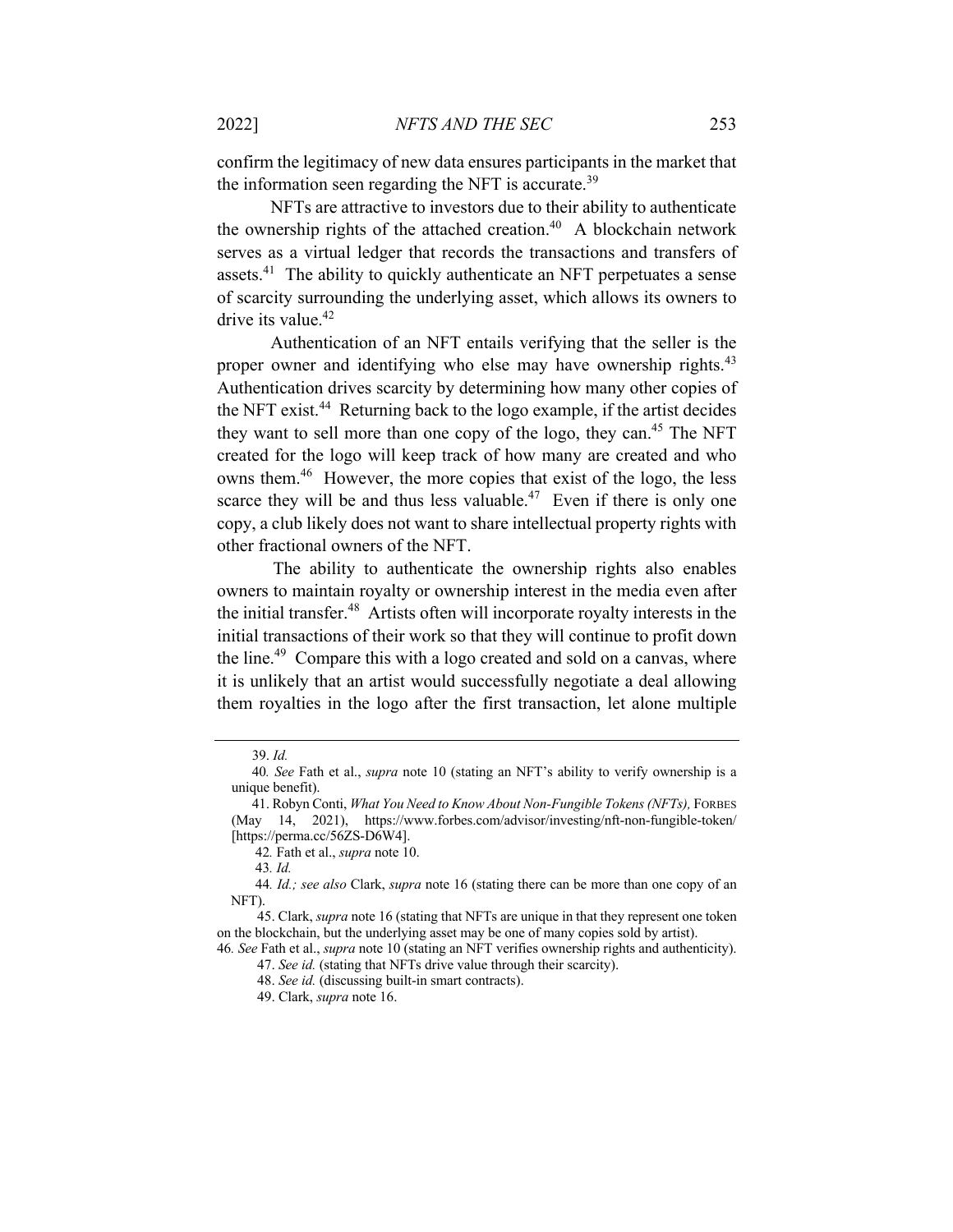confirm the legitimacy of new data ensures participants in the market that the information seen regarding the NFT is accurate.[39]

NFTs are attractive to investors due to their ability to authenticate the ownership rights of the attached creation.[40] A blockchain network serves as a virtual ledger that records the transactions and transfers of assets.[41] The ability to quickly authenticate an NFT perpetuates a sense of scarcity surrounding the underlying asset, which allows its owners to drive its value.[42]

Authentication of an NFT entails verifying that the seller is the proper owner and identifying who else may have ownership rights.[43] Authentication drives scarcity by determining how many other copies of the NFT exist.[44] Returning back to the logo example, if the artist decides they want to sell more than one copy of the logo, they can.[45] The NFT created for the logo will keep track of how many are created and who owns them.[46] However, the more copies that exist of the logo, the less scarce they will be and thus less valuable.[47] Even if there is only one copy, a club likely does not want to share intellectual property rights with other fractional owners of the NFT.

The ability to authenticate the ownership rights also enables owners to maintain royalty or ownership interest in the media even after the initial transfer.[48] Artists often will incorporate royalty interests in the initial transactions of their work so that they will continue to profit down the line.[49] Compare this with a logo created and sold on a canvas, where it is unlikely that an artist would successfully negotiate a deal allowing them royalties in the logo after the first transaction, let alone multiple

---

39. *Id.*

40. *See* Fath et al., *supra* note 10 (stating an NFT's ability to verify ownership is a unique benefit).

41. Robyn Conti, *What You Need to Know About Non-Fungible Tokens (NFTs),* FORBES (May 14, 2021), https://www.forbes.com/advisor/investing/nft-non-fungible-token/ [https://perma.cc/56ZS-D6W4].

42. Fath et al., *supra* note 10.

43. *Id.*

44. *Id.; see also* Clark, *supra* note 16 (stating there can be more than one copy of an NFT).

45. Clark, *supra* note 16 (stating that NFTs are unique in that they represent one token on the blockchain, but the underlying asset may be one of many copies sold by artist).

46. *See* Fath et al., *supra* note 10 (stating an NFT verifies ownership rights and authenticity).

47. *See id.* (stating that NFTs drive value through their scarcity).

48. *See id.* (discussing built-in smart contracts).

49. Clark, *supra* note 16.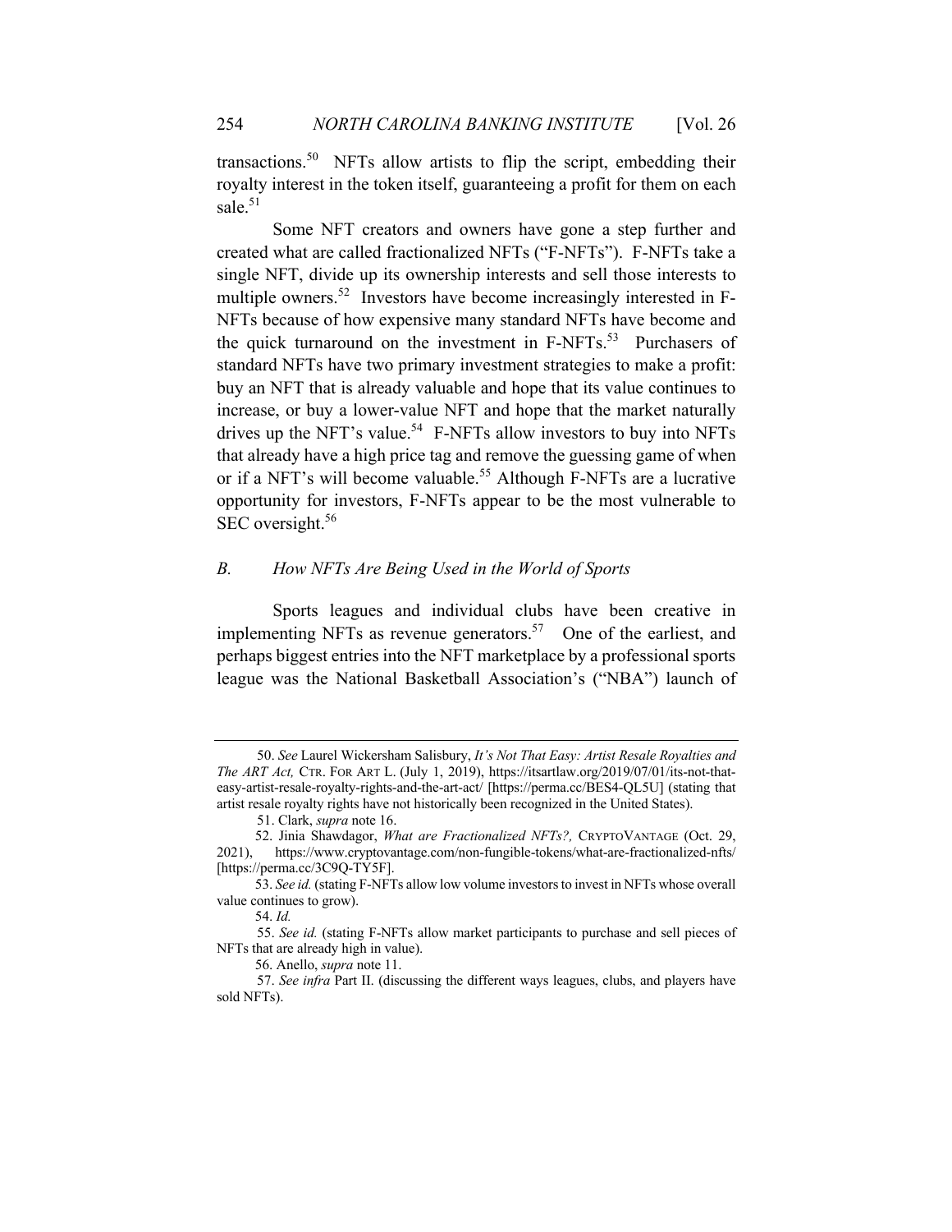transactions.[50] NFTs allow artists to flip the script, embedding their royalty interest in the token itself, guaranteeing a profit for them on each sale.[51]

Some NFT creators and owners have gone a step further and created what are called fractionalized NFTs ("F-NFTs"). F-NFTs take a single NFT, divide up its ownership interests and sell those interests to multiple owners.[52] Investors have become increasingly interested in F-NFTs because of how expensive many standard NFTs have become and the quick turnaround on the investment in F-NFTs.[53] Purchasers of standard NFTs have two primary investment strategies to make a profit: buy an NFT that is already valuable and hope that its value continues to increase, or buy a lower-value NFT and hope that the market naturally drives up the NFT's value.[54] F-NFTs allow investors to buy into NFTs that already have a high price tag and remove the guessing game of when or if a NFT's will become valuable.[55] Although F-NFTs are a lucrative opportunity for investors, F-NFTs appear to be the most vulnerable to SEC oversight.[56]

### *B. How NFTs Are Being Used in the World of Sports*

Sports leagues and individual clubs have been creative in implementing NFTs as revenue generators.[57] One of the earliest, and perhaps biggest entries into the NFT marketplace by a professional sports league was the National Basketball Association's ("NBA") launch of

---

50. *See* Laurel Wickersham Salisbury, *It's Not That Easy: Artist Resale Royalties and The ART Act,* CTR. FOR ART L. (July 1, 2019), https://itsartlaw.org/2019/07/01/its-not-that-easy-artist-resale-royalty-rights-and-the-art-act/ [https://perma.cc/BES4-QL5U] (stating that artist resale royalty rights have not historically been recognized in the United States).

51. Clark, *supra* note 16.

52. Jinia Shawdagor, *What are Fractionalized NFTs?,* CRYPTOVANTAGE (Oct. 29, 2021), https://www.cryptovantage.com/non-fungible-tokens/what-are-fractionalized-nfts/ [https://perma.cc/3C9Q-TY5F].

53. *See id.* (stating F-NFTs allow low volume investors to invest in NFTs whose overall value continues to grow).

54. *Id.*

55. *See id.* (stating F-NFTs allow market participants to purchase and sell pieces of NFTs that are already high in value).

56. Anello, *supra* note 11.

57. *See infra* Part II. (discussing the different ways leagues, clubs, and players have sold NFTs).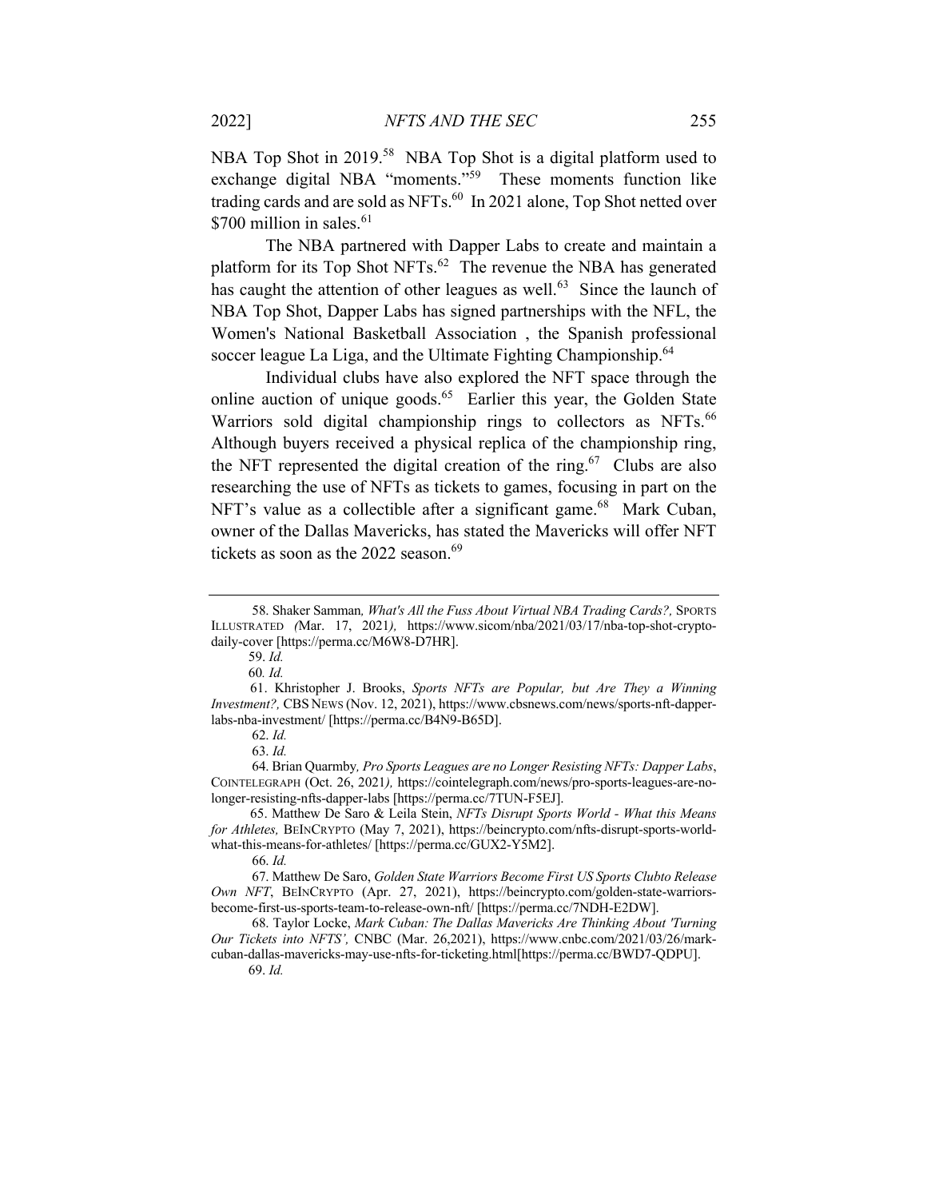NBA Top Shot in 2019.[58] NBA Top Shot is a digital platform used to exchange digital NBA "moments."[59] These moments function like trading cards and are sold as NFTs.[60] In 2021 alone, Top Shot netted over $700 million in sales.[61]

The NBA partnered with Dapper Labs to create and maintain a platform for its Top Shot NFTs.[62] The revenue the NBA has generated has caught the attention of other leagues as well.[63] Since the launch of NBA Top Shot, Dapper Labs has signed partnerships with the NFL, the Women's National Basketball Association , the Spanish professional soccer league La Liga, and the Ultimate Fighting Championship.[64]

Individual clubs have also explored the NFT space through the online auction of unique goods.[65] Earlier this year, the Golden State Warriors sold digital championship rings to collectors as NFTs.[66] Although buyers received a physical replica of the championship ring, the NFT represented the digital creation of the ring.[67] Clubs are also researching the use of NFTs as tickets to games, focusing in part on the NFT's value as a collectible after a significant game.[68] Mark Cuban, owner of the Dallas Mavericks, has stated the Mavericks will offer NFT tickets as soon as the 2022 season.[69]

---

58. Shaker Samman, *What's All the Fuss About Virtual NBA Trading Cards?,* SPORTS ILLUSTRATED *(*Mar. 17, 2021*),* https://www.sicom/nba/2021/03/17/nba-top-shot-crypto-daily-cover [https://perma.cc/M6W8-D7HR].

59. *Id.*

60*. Id.*

61. Khristopher J. Brooks, *Sports NFTs are Popular, but Are They a Winning Investment?,* CBS NEWS (Nov. 12, 2021), https://www.cbsnews.com/news/sports-nft-dapper-labs-nba-investment/ [https://perma.cc/B4N9-B65D].

62. *Id.*

63. *Id.*

64. Brian Quarmby*, Pro Sports Leagues are no Longer Resisting NFTs: Dapper Labs*, COINTELEGRAPH (Oct. 26, 2021*),* https://cointelegraph.com/news/pro-sports-leagues-are-no-longer-resisting-nfts-dapper-labs [https://perma.cc/7TUN-F5EJ].

65. Matthew De Saro & Leila Stein, *NFTs Disrupt Sports World - What this Means for Athletes,* BEINCRYPTO (May 7, 2021), https://beincrypto.com/nfts-disrupt-sports-world-what-this-means-for-athletes/ [https://perma.cc/GUX2-Y5M2].

66. *Id.*

67. Matthew De Saro, *Golden State Warriors Become First US Sports Clubto Release Own NFT*, BEINCRYPTO (Apr. 27, 2021), https://beincrypto.com/golden-state-warriors-become-first-us-sports-team-to-release-own-nft/ [https://perma.cc/7NDH-E2DW].

68. Taylor Locke, *Mark Cuban: The Dallas Mavericks Are Thinking About 'Turning Our Tickets into NFTS',* CNBC (Mar. 26,2021), https://www.cnbc.com/2021/03/26/mark-cuban-dallas-mavericks-may-use-nfts-for-ticketing.html[https://perma.cc/BWD7-QDPU].

69. *Id.*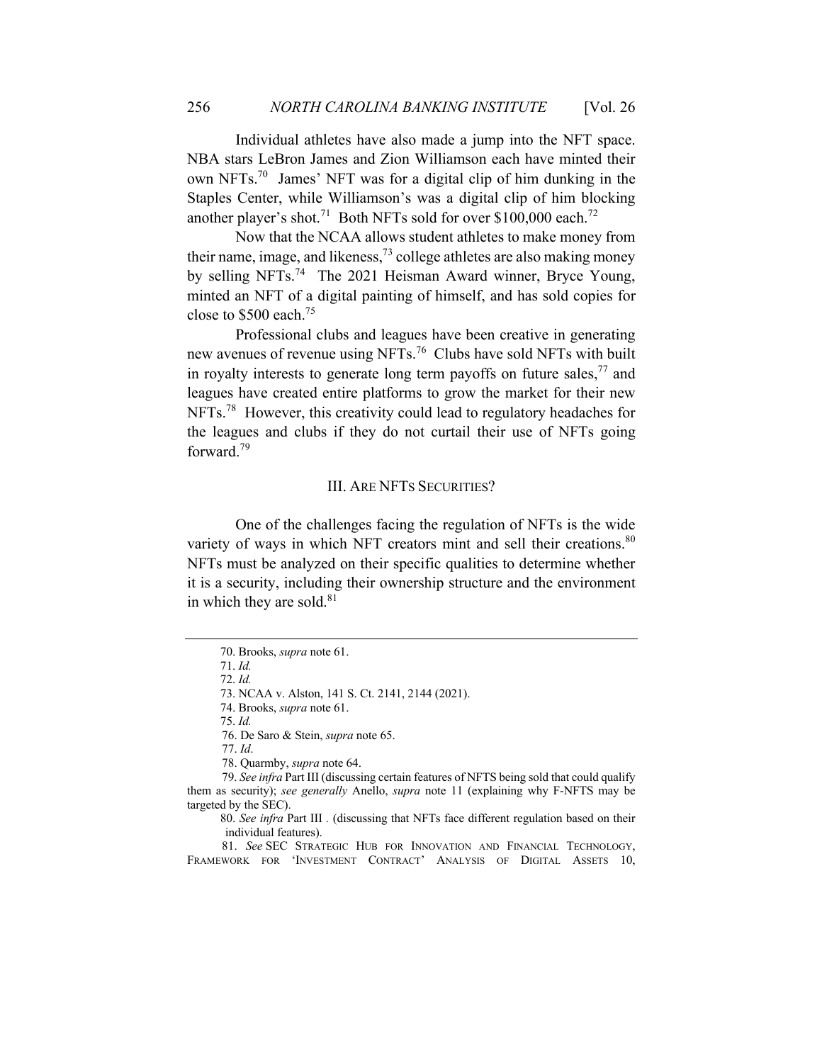Individual athletes have also made a jump into the NFT space. NBA stars LeBron James and Zion Williamson each have minted their own NFTs.[70] James' NFT was for a digital clip of him dunking in the Staples Center, while Williamson's was a digital clip of him blocking another player's shot.[71] Both NFTs sold for over $100,000 each.[72]

Now that the NCAA allows student athletes to make money from their name, image, and likeness,[73] college athletes are also making money by selling NFTs.[74] The 2021 Heisman Award winner, Bryce Young, minted an NFT of a digital painting of himself, and has sold copies for close to $500 each.[75]

Professional clubs and leagues have been creative in generating new avenues of revenue using NFTs.[76] Clubs have sold NFTs with built in royalty interests to generate long term payoffs on future sales,[77] and leagues have created entire platforms to grow the market for their new NFTs.[78] However, this creativity could lead to regulatory headaches for the leagues and clubs if they do not curtail their use of NFTs going forward.[79]

## III. ARE NFTS SECURITIES?

One of the challenges facing the regulation of NFTs is the wide variety of ways in which NFT creators mint and sell their creations.[80] NFTs must be analyzed on their specific qualities to determine whether it is a security, including their ownership structure and the environment in which they are sold.[81]

---

70. Brooks, *supra* note 61.

71. *Id.*

72. *Id.*

73. NCAA v. Alston, 141 S. Ct. 2141, 2144 (2021).

74. Brooks, *supra* note 61.

75. *Id.*

76. De Saro & Stein, *supra* note 65.

77. *Id*.

78. Quarmby, *supra* note 64.

79. *See infra* Part III (discussing certain features of NFTS being sold that could qualify them as security); *see generally* Anello, *supra* note 11 (explaining why F-NFTS may be targeted by the SEC).

80. *See infra* Part III . (discussing that NFTs face different regulation based on their individual features).

81. *See* SEC STRATEGIC HUB FOR INNOVATION AND FINANCIAL TECHNOLOGY, FRAMEWORK FOR 'INVESTMENT CONTRACT' ANALYSIS OF DIGITAL ASSETS 10,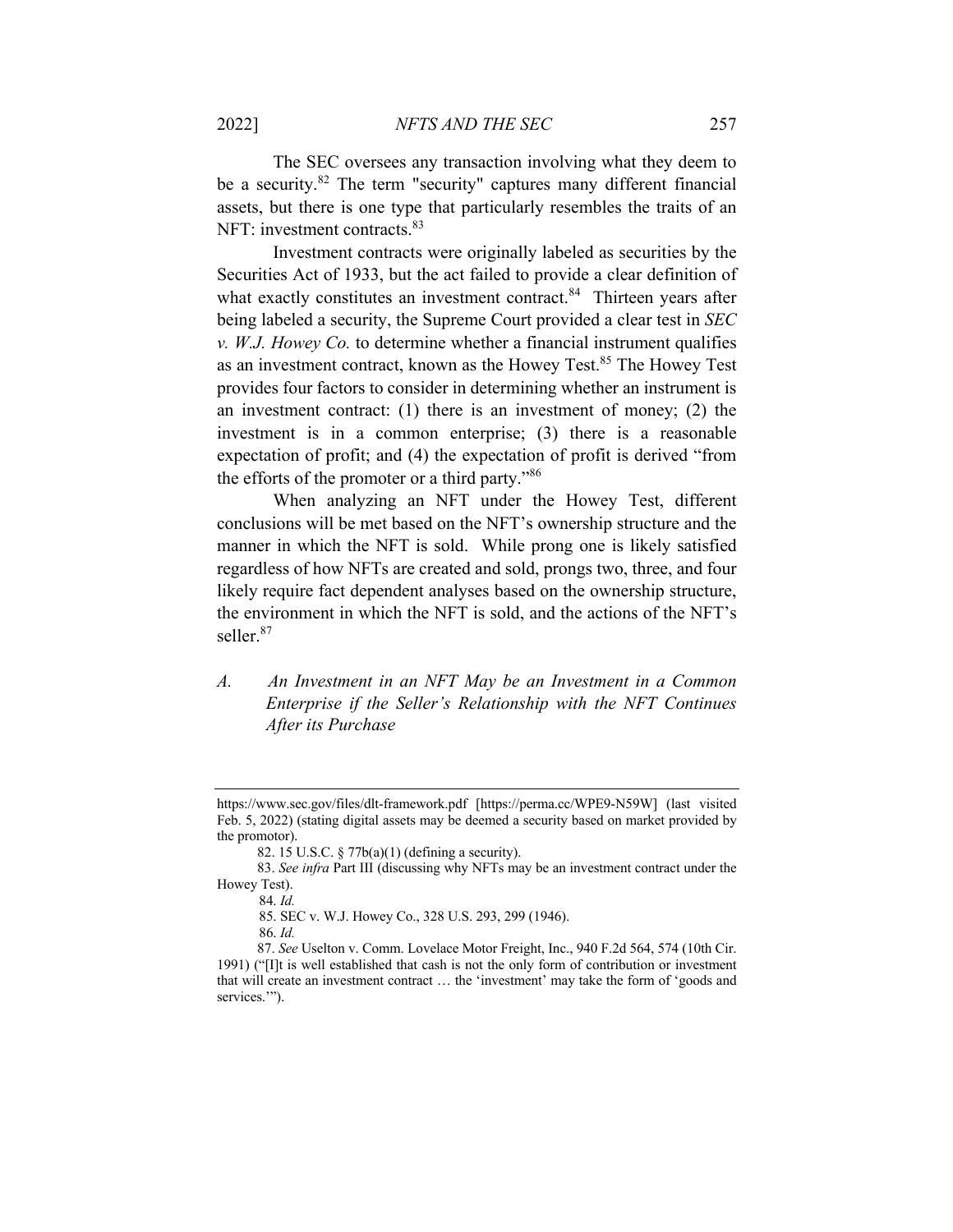The SEC oversees any transaction involving what they deem to be a security.[82] The term "security" captures many different financial assets, but there is one type that particularly resembles the traits of an NFT: investment contracts.[83]

Investment contracts were originally labeled as securities by the Securities Act of 1933, but the act failed to provide a clear definition of what exactly constitutes an investment contract.[84] Thirteen years after being labeled a security, the Supreme Court provided a clear test in *SEC v. W.J. Howey Co.* to determine whether a financial instrument qualifies as an investment contract, known as the Howey Test.[85] The Howey Test provides four factors to consider in determining whether an instrument is an investment contract: (1) there is an investment of money; (2) the investment is in a common enterprise; (3) there is a reasonable expectation of profit; and (4) the expectation of profit is derived "from the efforts of the promoter or a third party."[86]

When analyzing an NFT under the Howey Test, different conclusions will be met based on the NFT's ownership structure and the manner in which the NFT is sold. While prong one is likely satisfied regardless of how NFTs are created and sold, prongs two, three, and four likely require fact dependent analyses based on the ownership structure, the environment in which the NFT is sold, and the actions of the NFT's seller.[87]

### *A. An Investment in an NFT May be an Investment in a Common Enterprise if the Seller's Relationship with the NFT Continues After its Purchase*

---

https://www.sec.gov/files/dlt-framework.pdf [https://perma.cc/WPE9-N59W] (last visited Feb. 5, 2022) (stating digital assets may be deemed a security based on market provided by the promotor).

82. 15 U.S.C. § 77b(a)(1) (defining a security).

83. *See infra* Part III (discussing why NFTs may be an investment contract under the Howey Test).

84. *Id.*

85. SEC v. W.J. Howey Co., 328 U.S. 293, 299 (1946).

86. *Id.*

87. *See* Uselton v. Comm. Lovelace Motor Freight, Inc., 940 F.2d 564, 574 (10th Cir. 1991) ("[I]t is well established that cash is not the only form of contribution or investment that will create an investment contract … the 'investment' may take the form of 'goods and services.'").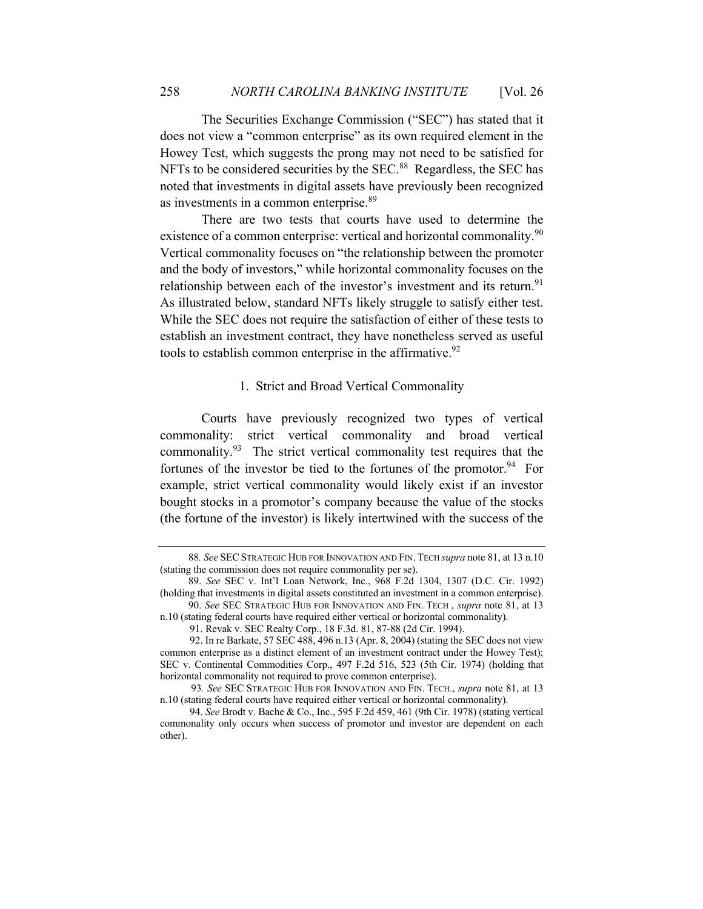The Securities Exchange Commission ("SEC") has stated that it does not view a "common enterprise" as its own required element in the Howey Test, which suggests the prong may not need to be satisfied for NFTs to be considered securities by the SEC.[88] Regardless, the SEC has noted that investments in digital assets have previously been recognized as investments in a common enterprise.[89]

There are two tests that courts have used to determine the existence of a common enterprise: vertical and horizontal commonality.[90] Vertical commonality focuses on "the relationship between the promoter and the body of investors," while horizontal commonality focuses on the relationship between each of the investor's investment and its return.[91] As illustrated below, standard NFTs likely struggle to satisfy either test. While the SEC does not require the satisfaction of either of these tests to establish an investment contract, they have nonetheless served as useful tools to establish common enterprise in the affirmative.[92]

### 1. Strict and Broad Vertical Commonality

Courts have previously recognized two types of vertical commonality: strict vertical commonality and broad vertical commonality.[93] The strict vertical commonality test requires that the fortunes of the investor be tied to the fortunes of the promotor.[94] For example, strict vertical commonality would likely exist if an investor bought stocks in a promotor's company because the value of the stocks (the fortune of the investor) is likely intertwined with the success of the

---

88. *See* SEC STRATEGIC HUB FOR INNOVATION AND FIN. TECH *supra* note 81, at 13 n.10 (stating the commission does not require commonality per se).

89. *See* SEC v. Int'l Loan Network, Inc., 968 F.2d 1304, 1307 (D.C. Cir. 1992) (holding that investments in digital assets constituted an investment in a common enterprise).

90. *See* SEC STRATEGIC HUB FOR INNOVATION AND FIN. TECH , *supra* note 81, at 13 n.10 (stating federal courts have required either vertical or horizontal commonality).

91. Revak v. SEC Realty Corp., 18 F.3d. 81, 87-88 (2d Cir. 1994).

92. In re Barkate, 57 SEC 488, 496 n.13 (Apr. 8, 2004) (stating the SEC does not view common enterprise as a distinct element of an investment contract under the Howey Test); SEC v. Continental Commodities Corp., 497 F.2d 516, 523 (5th Cir. 1974) (holding that horizontal commonality not required to prove common enterprise).

93. *See* SEC STRATEGIC HUB FOR INNOVATION AND FIN. TECH., *supra* note 81, at 13 n.10 (stating federal courts have required either vertical or horizontal commonality).

94. *See* Brodt v. Bache & Co., Inc., 595 F.2d 459, 461 (9th Cir. 1978) (stating vertical commonality only occurs when success of promotor and investor are dependent on each other).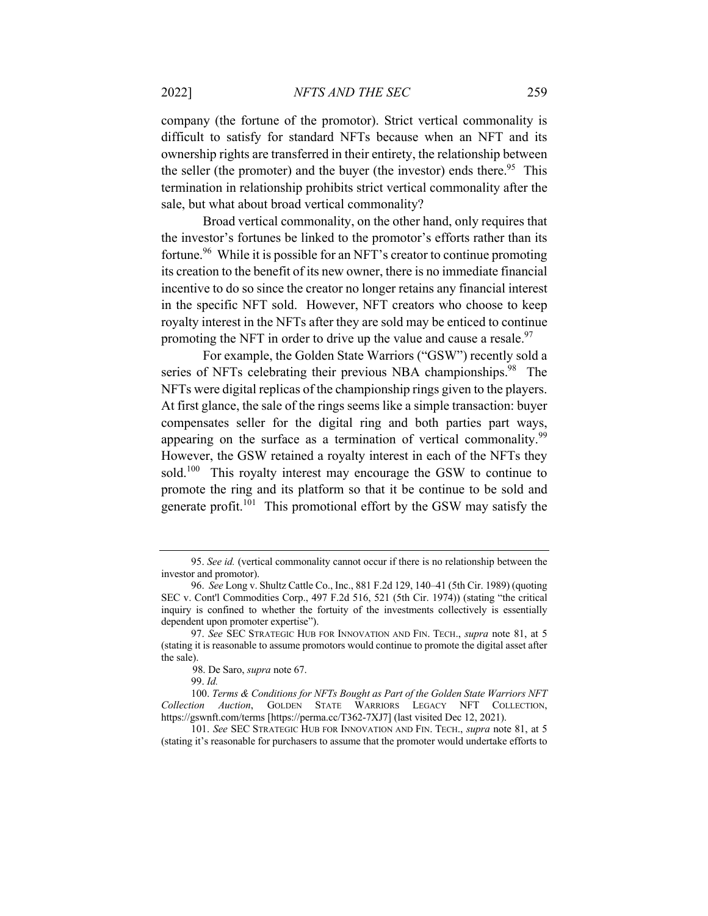company (the fortune of the promotor). Strict vertical commonality is difficult to satisfy for standard NFTs because when an NFT and its ownership rights are transferred in their entirety, the relationship between the seller (the promoter) and the buyer (the investor) ends there.[95] This termination in relationship prohibits strict vertical commonality after the sale, but what about broad vertical commonality?

Broad vertical commonality, on the other hand, only requires that the investor's fortunes be linked to the promotor's efforts rather than its fortune.[96] While it is possible for an NFT's creator to continue promoting its creation to the benefit of its new owner, there is no immediate financial incentive to do so since the creator no longer retains any financial interest in the specific NFT sold. However, NFT creators who choose to keep royalty interest in the NFTs after they are sold may be enticed to continue promoting the NFT in order to drive up the value and cause a resale.[97]

For example, the Golden State Warriors ("GSW") recently sold a series of NFTs celebrating their previous NBA championships.[98] The NFTs were digital replicas of the championship rings given to the players. At first glance, the sale of the rings seems like a simple transaction: buyer compensates seller for the digital ring and both parties part ways, appearing on the surface as a termination of vertical commonality.[99] However, the GSW retained a royalty interest in each of the NFTs they sold.[100] This royalty interest may encourage the GSW to continue to promote the ring and its platform so that it be continue to be sold and generate profit.[101] This promotional effort by the GSW may satisfy the

---

95. *See id.* (vertical commonality cannot occur if there is no relationship between the investor and promotor).

96. *See* Long v. Shultz Cattle Co., Inc., 881 F.2d 129, 140–41 (5th Cir. 1989) (quoting SEC v. Cont'l Commodities Corp., 497 F.2d 516, 521 (5th Cir. 1974)) (stating "the critical inquiry is confined to whether the fortuity of the investments collectively is essentially dependent upon promoter expertise").

97. *See* SEC STRATEGIC HUB FOR INNOVATION AND FIN. TECH., *supra* note 81, at 5 (stating it is reasonable to assume promotors would continue to promote the digital asset after the sale).

98. De Saro, *supra* note 67.

99. *Id.*

100. *Terms & Conditions for NFTs Bought as Part of the Golden State Warriors NFT Collection Auction*, GOLDEN STATE WARRIORS LEGACY NFT COLLECTION, https://gswnft.com/terms [https://perma.cc/T362-7XJ7] (last visited Dec 12, 2021).

101. *See* SEC STRATEGIC HUB FOR INNOVATION AND FIN. TECH., *supra* note 81, at 5 (stating it's reasonable for purchasers to assume that the promoter would undertake efforts to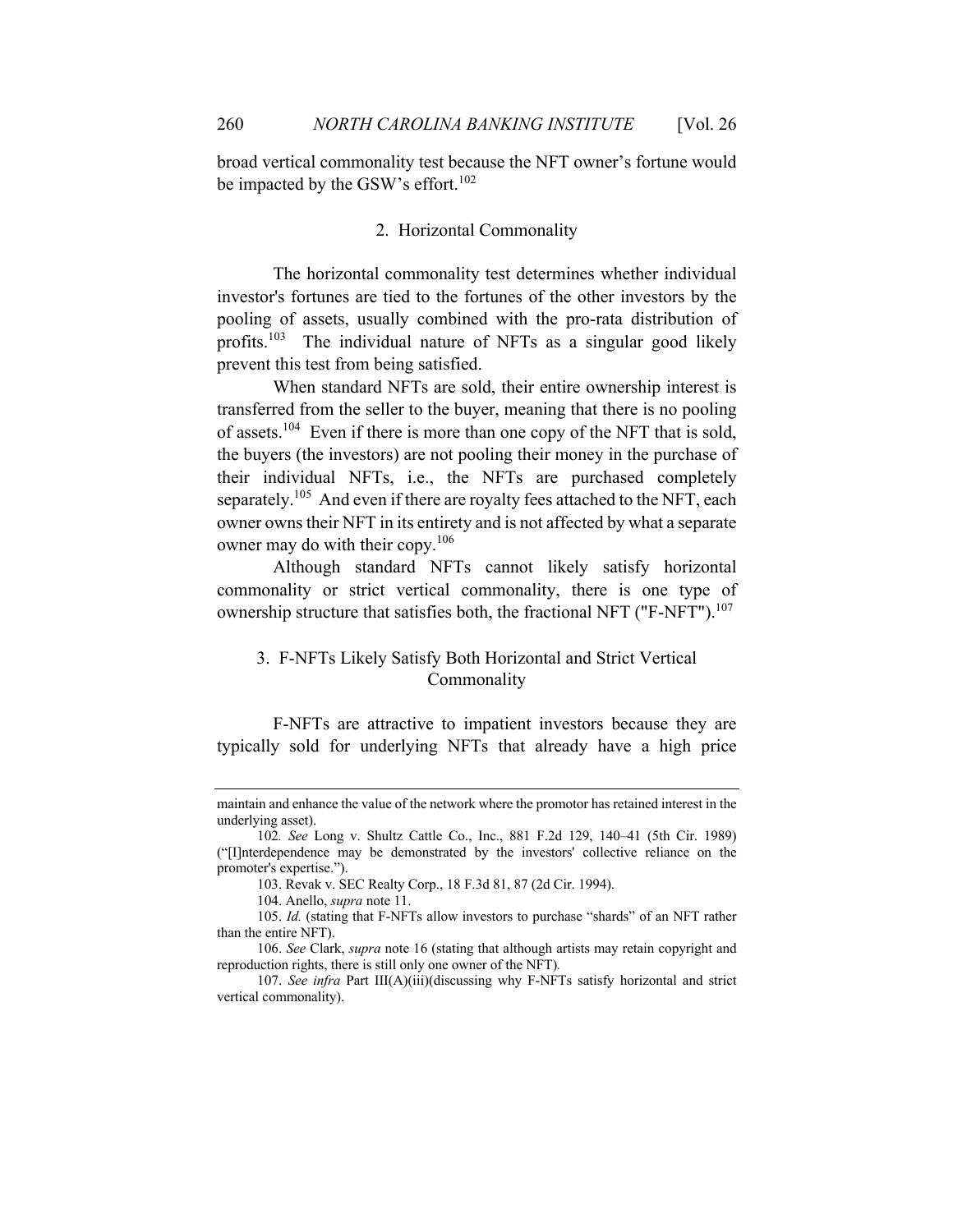broad vertical commonality test because the NFT owner's fortune would be impacted by the GSW's effort.[102]

### 2. Horizontal Commonality

The horizontal commonality test determines whether individual investor's fortunes are tied to the fortunes of the other investors by the pooling of assets, usually combined with the pro-rata distribution of profits.[103] The individual nature of NFTs as a singular good likely prevent this test from being satisfied.

When standard NFTs are sold, their entire ownership interest is transferred from the seller to the buyer, meaning that there is no pooling of assets.[104] Even if there is more than one copy of the NFT that is sold, the buyers (the investors) are not pooling their money in the purchase of their individual NFTs, i.e., the NFTs are purchased completely separately.[105] And even if there are royalty fees attached to the NFT, each owner owns their NFT in its entirety and is not affected by what a separate owner may do with their copy.[106]

Although standard NFTs cannot likely satisfy horizontal commonality or strict vertical commonality, there is one type of ownership structure that satisfies both, the fractional NFT ("F-NFT").[107]

### 3. F-NFTs Likely Satisfy Both Horizontal and Strict Vertical Commonality

F-NFTs are attractive to impatient investors because they are typically sold for underlying NFTs that already have a high price

---

maintain and enhance the value of the network where the promotor has retained interest in the underlying asset).

102. *See* Long v. Shultz Cattle Co., Inc., 881 F.2d 129, 140–41 (5th Cir. 1989) ("[I]nterdependence may be demonstrated by the investors' collective reliance on the promoter's expertise.").

103. Revak v. SEC Realty Corp., 18 F.3d 81, 87 (2d Cir. 1994).

104. Anello, *supra* note 11.

105. *Id.* (stating that F-NFTs allow investors to purchase "shards" of an NFT rather than the entire NFT).

106. *See* Clark, *supra* note 16 (stating that although artists may retain copyright and reproduction rights, there is still only one owner of the NFT).

107. *See infra* Part III(A)(iii)(discussing why F-NFTs satisfy horizontal and strict vertical commonality).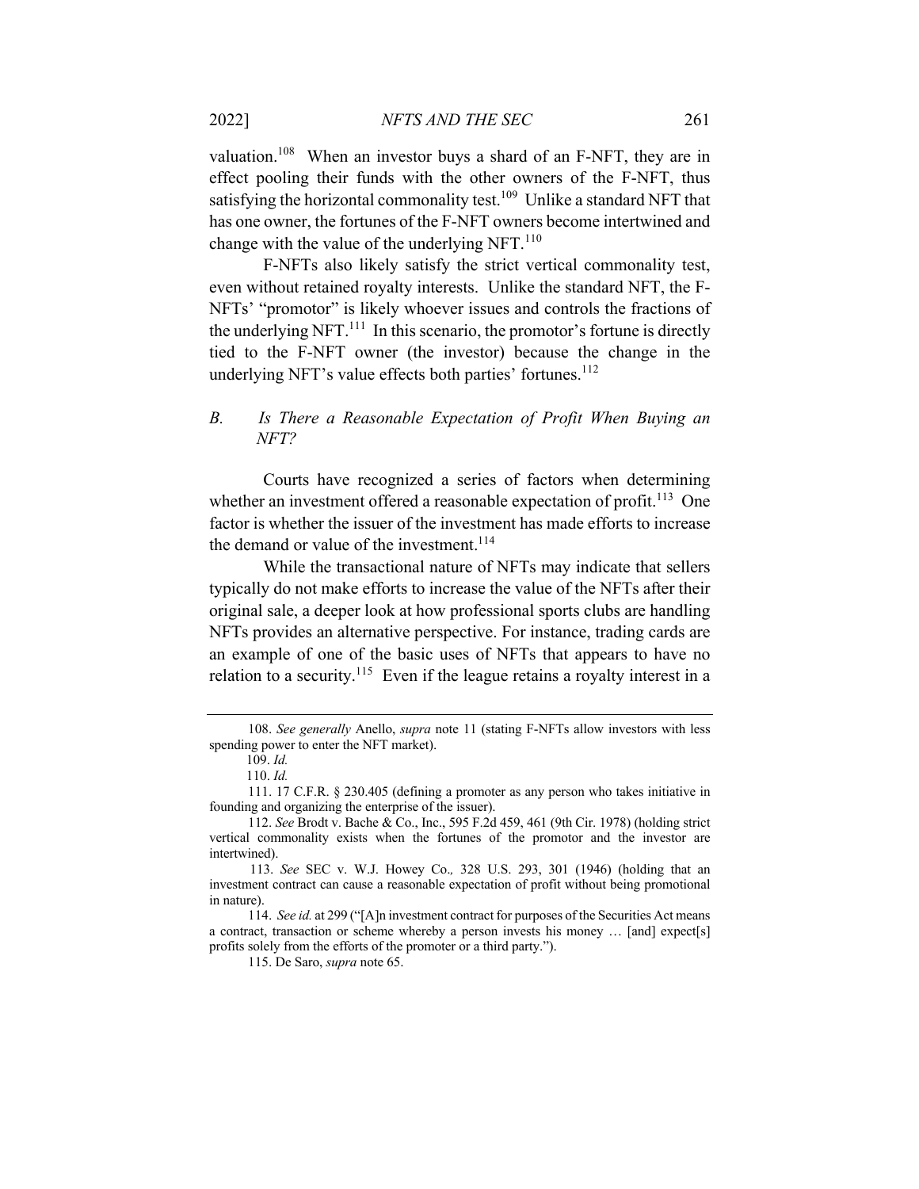valuation.[108] When an investor buys a shard of an F-NFT, they are in effect pooling their funds with the other owners of the F-NFT, thus satisfying the horizontal commonality test.[109] Unlike a standard NFT that has one owner, the fortunes of the F-NFT owners become intertwined and change with the value of the underlying NFT.[110]

F-NFTs also likely satisfy the strict vertical commonality test, even without retained royalty interests. Unlike the standard NFT, the F-NFTs' "promotor" is likely whoever issues and controls the fractions of the underlying NFT.[111] In this scenario, the promotor's fortune is directly tied to the F-NFT owner (the investor) because the change in the underlying NFT's value effects both parties' fortunes.[112]

### *B. Is There a Reasonable Expectation of Profit When Buying an NFT?*

Courts have recognized a series of factors when determining whether an investment offered a reasonable expectation of profit.[113] One factor is whether the issuer of the investment has made efforts to increase the demand or value of the investment.[114]

While the transactional nature of NFTs may indicate that sellers typically do not make efforts to increase the value of the NFTs after their original sale, a deeper look at how professional sports clubs are handling NFTs provides an alternative perspective. For instance, trading cards are an example of one of the basic uses of NFTs that appears to have no relation to a security.[115] Even if the league retains a royalty interest in a

---

108. *See generally* Anello, *supra* note 11 (stating F-NFTs allow investors with less spending power to enter the NFT market).

109. *Id.*

110. *Id.*

111. 17 C.F.R. § 230.405 (defining a promoter as any person who takes initiative in founding and organizing the enterprise of the issuer).

112. *See* Brodt v. Bache & Co., Inc., 595 F.2d 459, 461 (9th Cir. 1978) (holding strict vertical commonality exists when the fortunes of the promotor and the investor are intertwined).

113. *See* SEC v. W.J. Howey Co., 328 U.S. 293, 301 (1946) (holding that an investment contract can cause a reasonable expectation of profit without being promotional in nature).

114. *See id.* at 299 ("[A]n investment contract for purposes of the Securities Act means a contract, transaction or scheme whereby a person invests his money … [and] expect[s] profits solely from the efforts of the promoter or a third party.").

115. De Saro, *supra* note 65.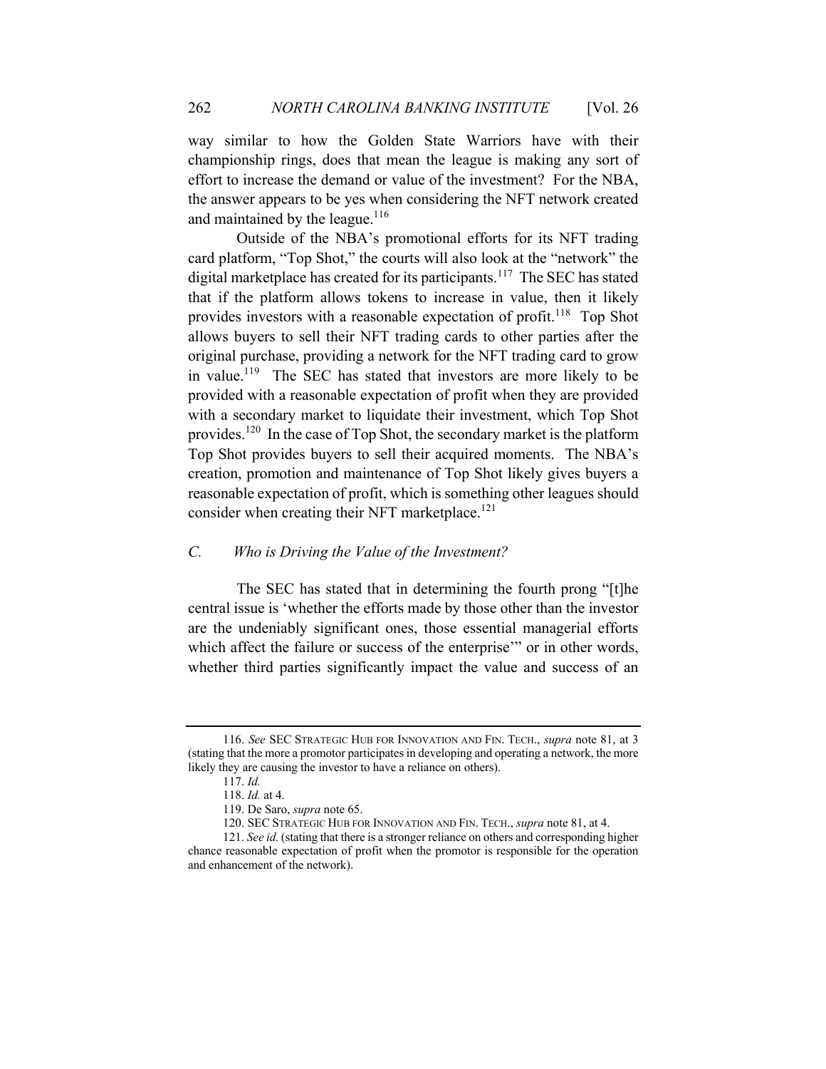way similar to how the Golden State Warriors have with their championship rings, does that mean the league is making any sort of effort to increase the demand or value of the investment? For the NBA, the answer appears to be yes when considering the NFT network created and maintained by the league.[116]

Outside of the NBA's promotional efforts for its NFT trading card platform, "Top Shot," the courts will also look at the "network" the digital marketplace has created for its participants.[117] The SEC has stated that if the platform allows tokens to increase in value, then it likely provides investors with a reasonable expectation of profit.[118] Top Shot allows buyers to sell their NFT trading cards to other parties after the original purchase, providing a network for the NFT trading card to grow in value.[119] The SEC has stated that investors are more likely to be provided with a reasonable expectation of profit when they are provided with a secondary market to liquidate their investment, which Top Shot provides.[120] In the case of Top Shot, the secondary market is the platform Top Shot provides buyers to sell their acquired moments. The NBA's creation, promotion and maintenance of Top Shot likely gives buyers a reasonable expectation of profit, which is something other leagues should consider when creating their NFT marketplace.[121]

### *C. Who is Driving the Value of the Investment?*

The SEC has stated that in determining the fourth prong "[t]he central issue is 'whether the efforts made by those other than the investor are the undeniably significant ones, those essential managerial efforts which affect the failure or success of the enterprise'" or in other words, whether third parties significantly impact the value and success of an

---

116. *See* SEC STRATEGIC HUB FOR INNOVATION AND FIN. TECH., *supra* note 81, at 3 (stating that the more a promotor participates in developing and operating a network, the more likely they are causing the investor to have a reliance on others).

117. *Id.*

118. *Id.* at 4.

119. De Saro, *supra* note 65.

120. SEC STRATEGIC HUB FOR INNOVATION AND FIN. TECH., *supra* note 81, at 4.

121. *See id.* (stating that there is a stronger reliance on others and corresponding higher chance reasonable expectation of profit when the promotor is responsible for the operation and enhancement of the network).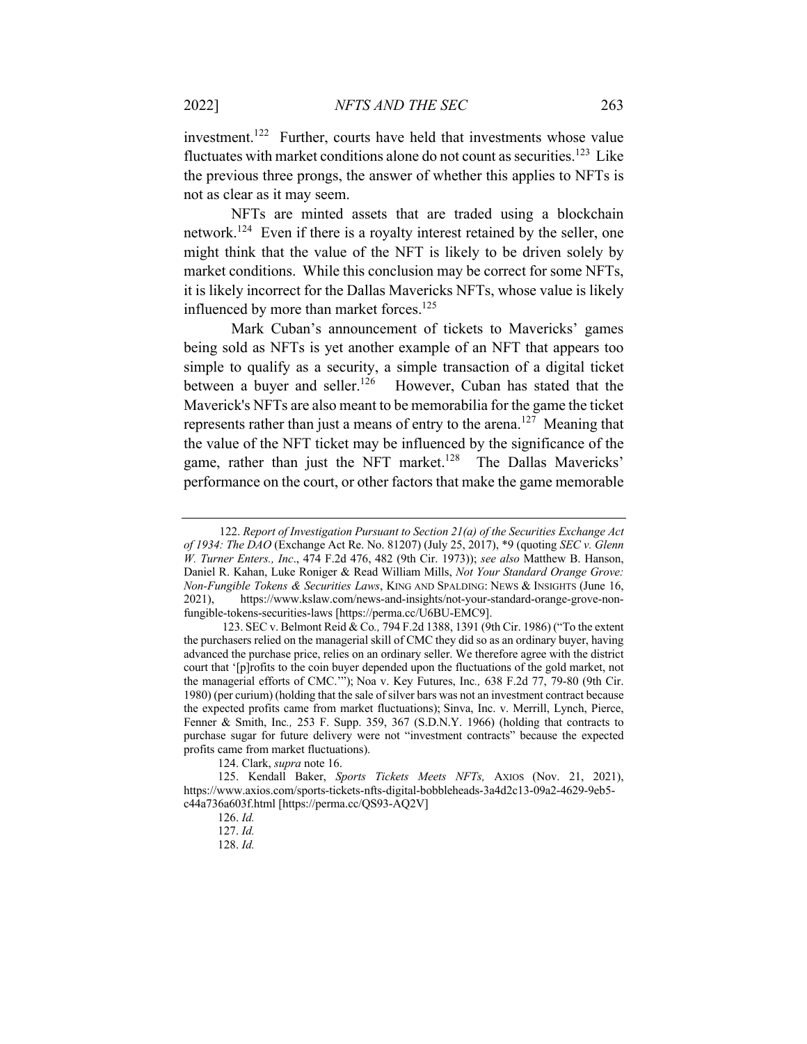investment.[122] Further, courts have held that investments whose value fluctuates with market conditions alone do not count as securities.[123] Like the previous three prongs, the answer of whether this applies to NFTs is not as clear as it may seem.

NFTs are minted assets that are traded using a blockchain network.[124] Even if there is a royalty interest retained by the seller, one might think that the value of the NFT is likely to be driven solely by market conditions. While this conclusion may be correct for some NFTs, it is likely incorrect for the Dallas Mavericks NFTs, whose value is likely influenced by more than market forces.[125]

Mark Cuban's announcement of tickets to Mavericks' games being sold as NFTs is yet another example of an NFT that appears too simple to qualify as a security, a simple transaction of a digital ticket between a buyer and seller.[126] However, Cuban has stated that the Maverick's NFTs are also meant to be memorabilia for the game the ticket represents rather than just a means of entry to the arena.[127] Meaning that the value of the NFT ticket may be influenced by the significance of the game, rather than just the NFT market.[128] The Dallas Mavericks' performance on the court, or other factors that make the game memorable

---

122. *Report of Investigation Pursuant to Section 21(a) of the Securities Exchange Act of 1934: The DAO* (Exchange Act Re. No. 81207) (July 25, 2017), *9 (quoting *SEC v. Glenn W. Turner Enters., Inc*., 474 F.2d 476, 482 (9th Cir. 1973)); *see also* Matthew B. Hanson, Daniel R. Kahan, Luke Roniger & Read William Mills, *Not Your Standard Orange Grove: Non-Fungible Tokens & Securities Laws*, KING AND SPALDING: NEWS & INSIGHTS (June 16, 2021), https://www.kslaw.com/news-and-insights/not-your-standard-orange-grove-non-fungible-tokens-securities-laws [https://perma.cc/U6BU-EMC9].

123. SEC v. Belmont Reid & Co*.,* 794 F.2d 1388, 1391 (9th Cir. 1986) ("To the extent the purchasers relied on the managerial skill of CMC they did so as an ordinary buyer, having advanced the purchase price, relies on an ordinary seller. We therefore agree with the district court that '[p]rofits to the coin buyer depended upon the fluctuations of the gold market, not the managerial efforts of CMC.'"); Noa v. Key Futures, Inc*.,* 638 F.2d 77, 79-80 (9th Cir. 1980) (per curium) (holding that the sale of silver bars was not an investment contract because the expected profits came from market fluctuations); Sinva, Inc. v. Merrill, Lynch, Pierce, Fenner & Smith, Inc*.,* 253 F. Supp. 359, 367 (S.D.N.Y. 1966) (holding that contracts to purchase sugar for future delivery were not "investment contracts" because the expected profits came from market fluctuations).

124. Clark, *supra* note 16.

125. Kendall Baker, *Sports Tickets Meets NFTs,* AXIOS (Nov. 21, 2021), https://www.axios.com/sports-tickets-nfts-digital-bobbleheads-3a4d2c13-09a2-4629-9eb5-c44a736a603f.html [https://perma.cc/QS93-AQ2V]

126. *Id.*

127. *Id.*

128. *Id.*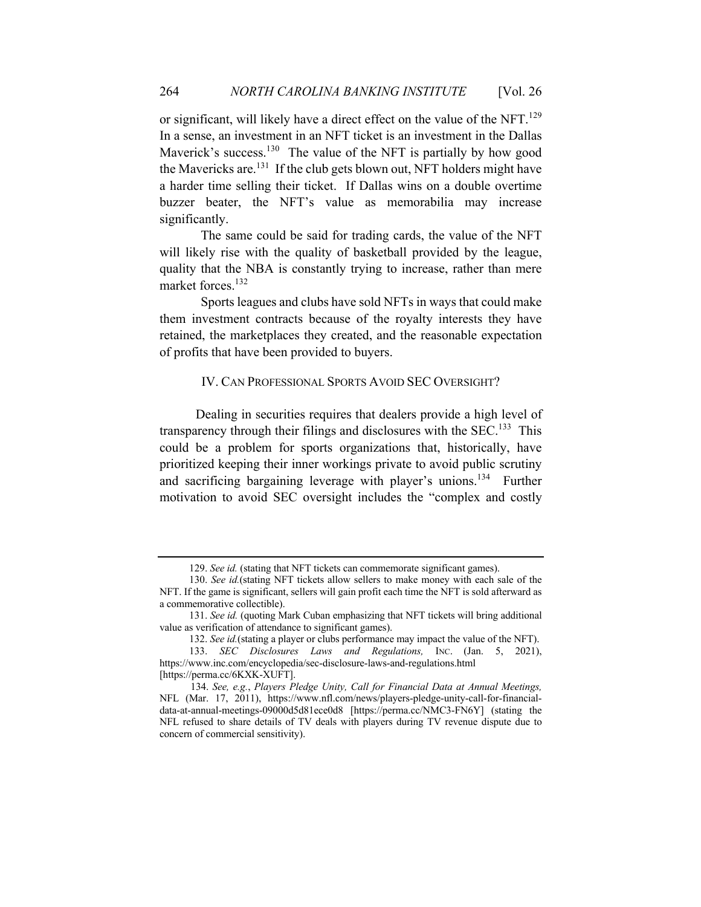or significant, will likely have a direct effect on the value of the NFT.[129] In a sense, an investment in an NFT ticket is an investment in the Dallas Maverick's success.[130] The value of the NFT is partially by how good the Mavericks are.[131] If the club gets blown out, NFT holders might have a harder time selling their ticket. If Dallas wins on a double overtime buzzer beater, the NFT's value as memorabilia may increase significantly.

The same could be said for trading cards, the value of the NFT will likely rise with the quality of basketball provided by the league, quality that the NBA is constantly trying to increase, rather than mere market forces.[132]

Sports leagues and clubs have sold NFTs in ways that could make them investment contracts because of the royalty interests they have retained, the marketplaces they created, and the reasonable expectation of profits that have been provided to buyers.

## IV. CAN PROFESSIONAL SPORTS AVOID SEC OVERSIGHT?

Dealing in securities requires that dealers provide a high level of transparency through their filings and disclosures with the SEC.[133] This could be a problem for sports organizations that, historically, have prioritized keeping their inner workings private to avoid public scrutiny and sacrificing bargaining leverage with player's unions.[134] Further motivation to avoid SEC oversight includes the "complex and costly

---

129. *See id.* (stating that NFT tickets can commemorate significant games).

130. *See id.*(stating NFT tickets allow sellers to make money with each sale of the NFT. If the game is significant, sellers will gain profit each time the NFT is sold afterward as a commemorative collectible).

131. *See id.* (quoting Mark Cuban emphasizing that NFT tickets will bring additional value as verification of attendance to significant games).

132. *See id.*(stating a player or clubs performance may impact the value of the NFT).

133. *SEC Disclosures Laws and Regulations,* INC. (Jan. 5, 2021), https://www.inc.com/encyclopedia/sec-disclosure-laws-and-regulations.html [https://perma.cc/6KXK-XUFT].

134. *See, e.g.*, *Players Pledge Unity, Call for Financial Data at Annual Meetings,* NFL (Mar. 17, 2011), https://www.nfl.com/news/players-pledge-unity-call-for-financial-data-at-annual-meetings-09000d5d81ece0d8 [https://perma.cc/NMC3-FN6Y] (stating the NFL refused to share details of TV deals with players during TV revenue dispute due to concern of commercial sensitivity).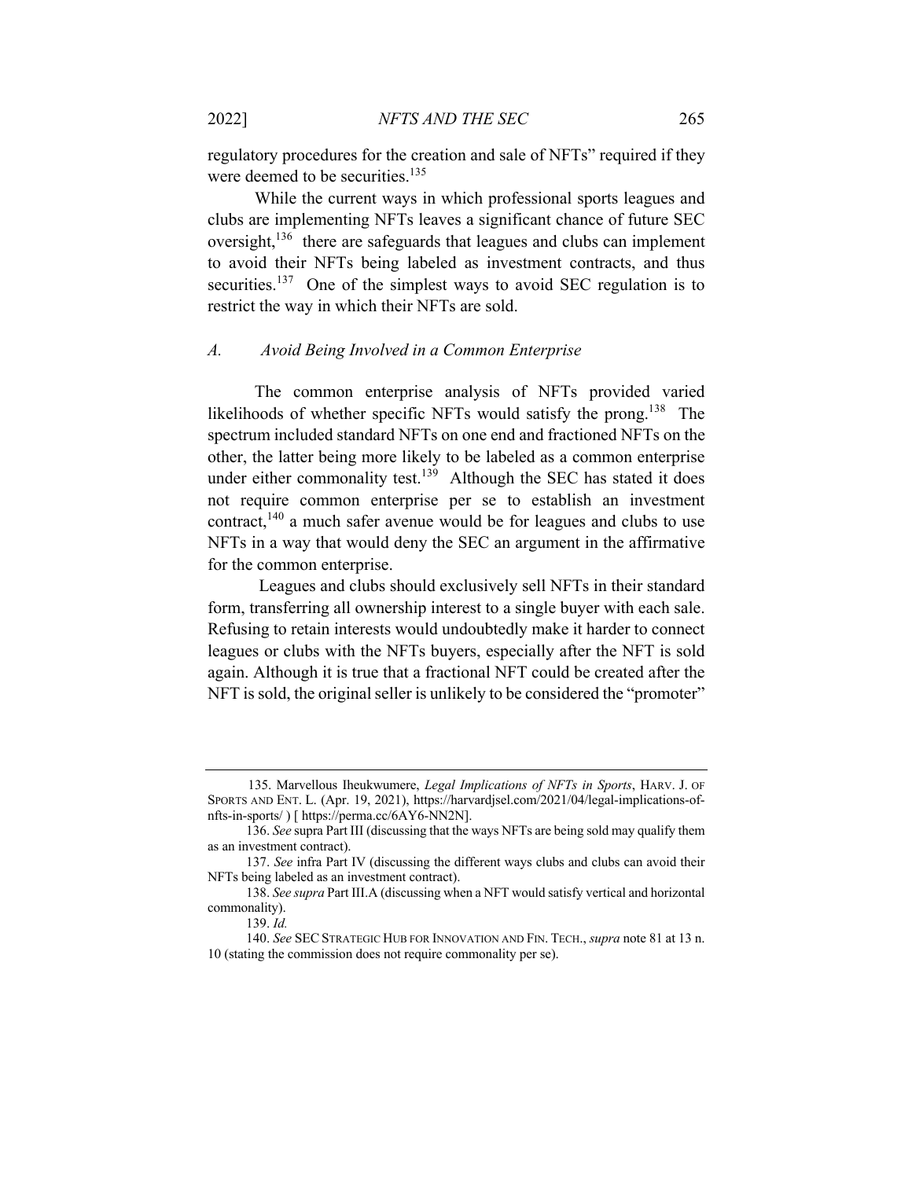regulatory procedures for the creation and sale of NFTs" required if they were deemed to be securities.[135]

While the current ways in which professional sports leagues and clubs are implementing NFTs leaves a significant chance of future SEC oversight,[136] there are safeguards that leagues and clubs can implement to avoid their NFTs being labeled as investment contracts, and thus securities.[137] One of the simplest ways to avoid SEC regulation is to restrict the way in which their NFTs are sold.

### *A. Avoid Being Involved in a Common Enterprise*

The common enterprise analysis of NFTs provided varied likelihoods of whether specific NFTs would satisfy the prong.[138] The spectrum included standard NFTs on one end and fractioned NFTs on the other, the latter being more likely to be labeled as a common enterprise under either commonality test.[139] Although the SEC has stated it does not require common enterprise per se to establish an investment contract,[140] a much safer avenue would be for leagues and clubs to use NFTs in a way that would deny the SEC an argument in the affirmative for the common enterprise.

Leagues and clubs should exclusively sell NFTs in their standard form, transferring all ownership interest to a single buyer with each sale. Refusing to retain interests would undoubtedly make it harder to connect leagues or clubs with the NFTs buyers, especially after the NFT is sold again. Although it is true that a fractional NFT could be created after the NFT is sold, the original seller is unlikely to be considered the "promoter"

---

135. Marvellous Iheukwumere, *Legal Implications of NFTs in Sports*, HARV. J. OF SPORTS AND ENT. L. (Apr. 19, 2021), https://harvardjsel.com/2021/04/legal-implications-of-nfts-in-sports/ ) [ https://perma.cc/6AY6-NN2N].

136. *See* supra Part III (discussing that the ways NFTs are being sold may qualify them as an investment contract).

137. *See* infra Part IV (discussing the different ways clubs and clubs can avoid their NFTs being labeled as an investment contract).

138. *See supra* Part III.A (discussing when a NFT would satisfy vertical and horizontal commonality).

139. *Id.*

140. *See* SEC STRATEGIC HUB FOR INNOVATION AND FIN. TECH., *supra* note 81 at 13 n. 10 (stating the commission does not require commonality per se).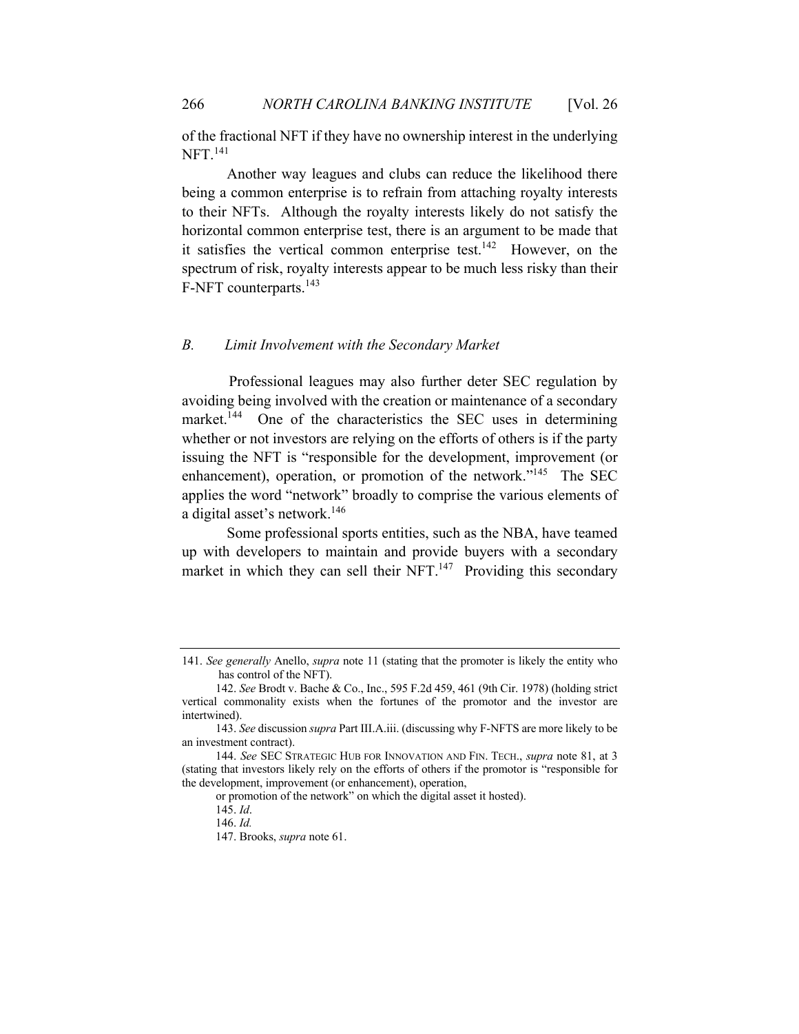of the fractional NFT if they have no ownership interest in the underlying NFT.[141]

Another way leagues and clubs can reduce the likelihood there being a common enterprise is to refrain from attaching royalty interests to their NFTs. Although the royalty interests likely do not satisfy the horizontal common enterprise test, there is an argument to be made that it satisfies the vertical common enterprise test.[142] However, on the spectrum of risk, royalty interests appear to be much less risky than their F-NFT counterparts.[143]

### *B. Limit Involvement with the Secondary Market*

Professional leagues may also further deter SEC regulation by avoiding being involved with the creation or maintenance of a secondary market.[144] One of the characteristics the SEC uses in determining whether or not investors are relying on the efforts of others is if the party issuing the NFT is "responsible for the development, improvement (or enhancement), operation, or promotion of the network."[145] The SEC applies the word "network" broadly to comprise the various elements of a digital asset's network.[146]

Some professional sports entities, such as the NBA, have teamed up with developers to maintain and provide buyers with a secondary market in which they can sell their NFT.[147] Providing this secondary

---

141. *See generally* Anello, *supra* note 11 (stating that the promoter is likely the entity who has control of the NFT).

142. *See* Brodt v. Bache & Co., Inc., 595 F.2d 459, 461 (9th Cir. 1978) (holding strict vertical commonality exists when the fortunes of the promotor and the investor are intertwined).

143. *See* discussion *supra* Part III.A.iii. (discussing why F-NFTS are more likely to be an investment contract).

144. *See* SEC STRATEGIC HUB FOR INNOVATION AND FIN. TECH., *supra* note 81, at 3 (stating that investors likely rely on the efforts of others if the promotor is "responsible for the development, improvement (or enhancement), operation, or promotion of the network" on which the digital asset it hosted).

145. *Id*.

146. *Id.*

147. Brooks, *supra* note 61.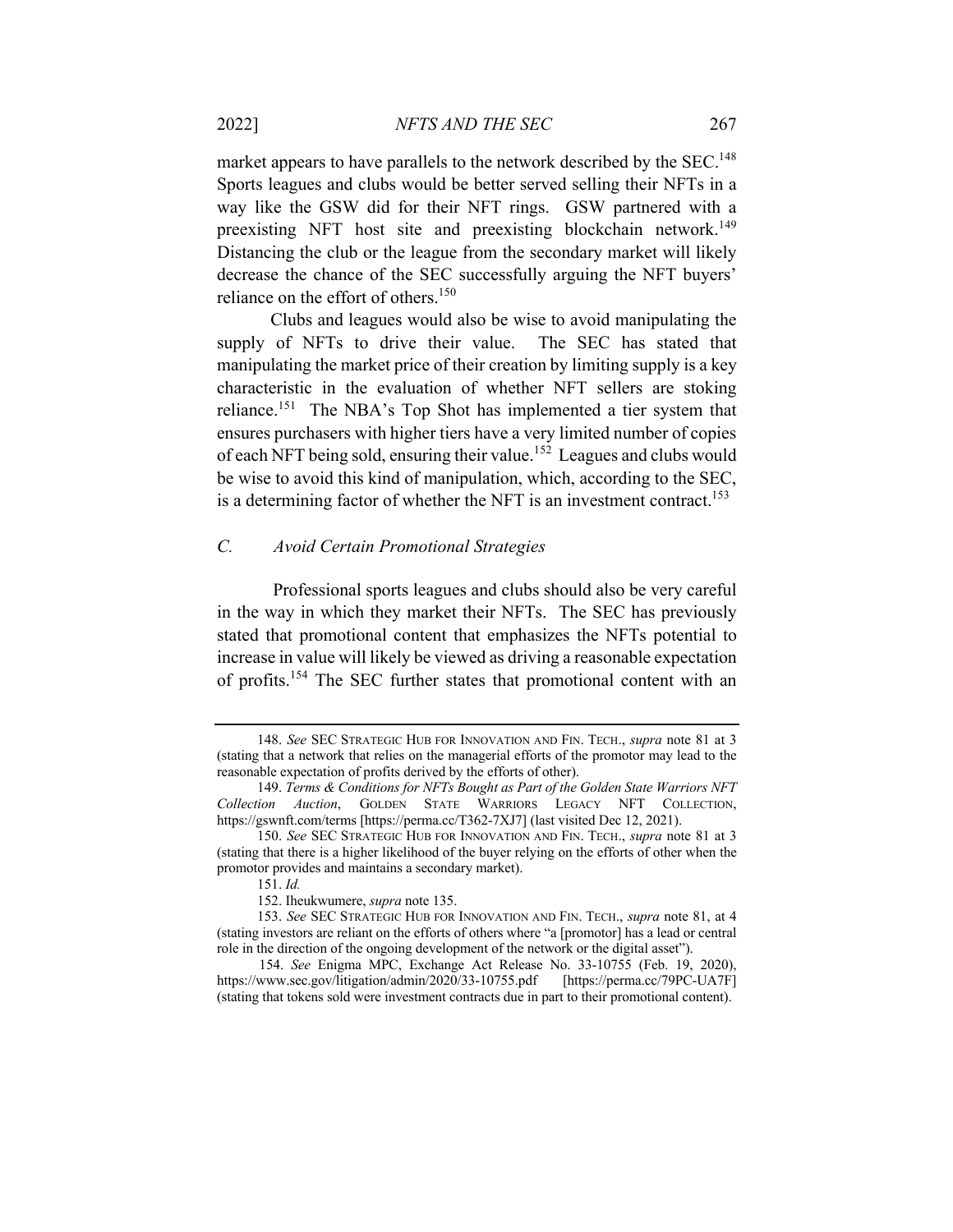market appears to have parallels to the network described by the SEC.[148] Sports leagues and clubs would be better served selling their NFTs in a way like the GSW did for their NFT rings. GSW partnered with a preexisting NFT host site and preexisting blockchain network.[149] Distancing the club or the league from the secondary market will likely decrease the chance of the SEC successfully arguing the NFT buyers' reliance on the effort of others.[150]

Clubs and leagues would also be wise to avoid manipulating the supply of NFTs to drive their value. The SEC has stated that manipulating the market price of their creation by limiting supply is a key characteristic in the evaluation of whether NFT sellers are stoking reliance.[151] The NBA's Top Shot has implemented a tier system that ensures purchasers with higher tiers have a very limited number of copies of each NFT being sold, ensuring their value.[152] Leagues and clubs would be wise to avoid this kind of manipulation, which, according to the SEC, is a determining factor of whether the NFT is an investment contract.[153]

### *C. Avoid Certain Promotional Strategies*

Professional sports leagues and clubs should also be very careful in the way in which they market their NFTs. The SEC has previously stated that promotional content that emphasizes the NFTs potential to increase in value will likely be viewed as driving a reasonable expectation of profits.[154] The SEC further states that promotional content with an

---

148. *See* SEC STRATEGIC HUB FOR INNOVATION AND FIN. TECH., *supra* note 81 at 3 (stating that a network that relies on the managerial efforts of the promotor may lead to the reasonable expectation of profits derived by the efforts of other).

149. *Terms & Conditions for NFTs Bought as Part of the Golden State Warriors NFT Collection Auction*, GOLDEN STATE WARRIORS LEGACY NFT COLLECTION, https://gswnft.com/terms [https://perma.cc/T362-7XJ7] (last visited Dec 12, 2021).

150. *See* SEC STRATEGIC HUB FOR INNOVATION AND FIN. TECH., *supra* note 81 at 3 (stating that there is a higher likelihood of the buyer relying on the efforts of other when the promotor provides and maintains a secondary market).

151. *Id.*

152. Iheukwumere, *supra* note 135.

153. *See* SEC STRATEGIC HUB FOR INNOVATION AND FIN. TECH., *supra* note 81, at 4 (stating investors are reliant on the efforts of others where "a [promotor] has a lead or central role in the direction of the ongoing development of the network or the digital asset").

154. *See* Enigma MPC, Exchange Act Release No. 33-10755 (Feb. 19, 2020), https://www.sec.gov/litigation/admin/2020/33-10755.pdf [https://perma.cc/79PC-UA7F] (stating that tokens sold were investment contracts due in part to their promotional content).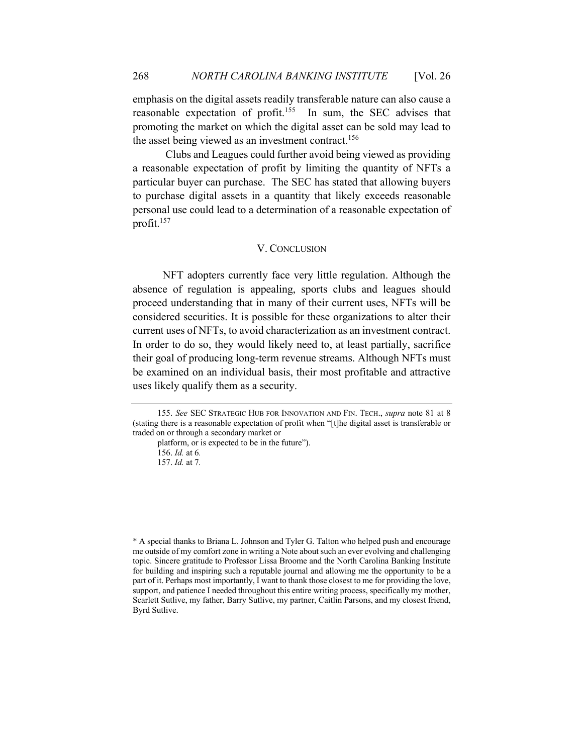emphasis on the digital assets readily transferable nature can also cause a reasonable expectation of profit.[155] In sum, the SEC advises that promoting the market on which the digital asset can be sold may lead to the asset being viewed as an investment contract.[156]

Clubs and Leagues could further avoid being viewed as providing a reasonable expectation of profit by limiting the quantity of NFTs a particular buyer can purchase. The SEC has stated that allowing buyers to purchase digital assets in a quantity that likely exceeds reasonable personal use could lead to a determination of a reasonable expectation of profit.[157]

## V. CONCLUSION

NFT adopters currently face very little regulation. Although the absence of regulation is appealing, sports clubs and leagues should proceed understanding that in many of their current uses, NFTs will be considered securities. It is possible for these organizations to alter their current uses of NFTs, to avoid characterization as an investment contract. In order to do so, they would likely need to, at least partially, sacrifice their goal of producing long-term revenue streams. Although NFTs must be examined on an individual basis, their most profitable and attractive uses likely qualify them as a security.

---

155. *See* SEC STRATEGIC HUB FOR INNOVATION AND FIN. TECH., *supra* note 81 at 8 (stating there is a reasonable expectation of profit when "[t]he digital asset is transferable or traded on or through a secondary market or platform, or is expected to be in the future").

156. *Id.* at 6*.*

157. *Id.* at 7*.*

\* A special thanks to Briana L. Johnson and Tyler G. Talton who helped push and encourage me outside of my comfort zone in writing a Note about such an ever evolving and challenging topic. Sincere gratitude to Professor Lissa Broome and the North Carolina Banking Institute for building and inspiring such a reputable journal and allowing me the opportunity to be a part of it. Perhaps most importantly, I want to thank those closest to me for providing the love, support, and patience I needed throughout this entire writing process, specifically my mother, Scarlett Sutlive, my father, Barry Sutlive, my partner, Caitlin Parsons, and my closest friend, Byrd Sutlive.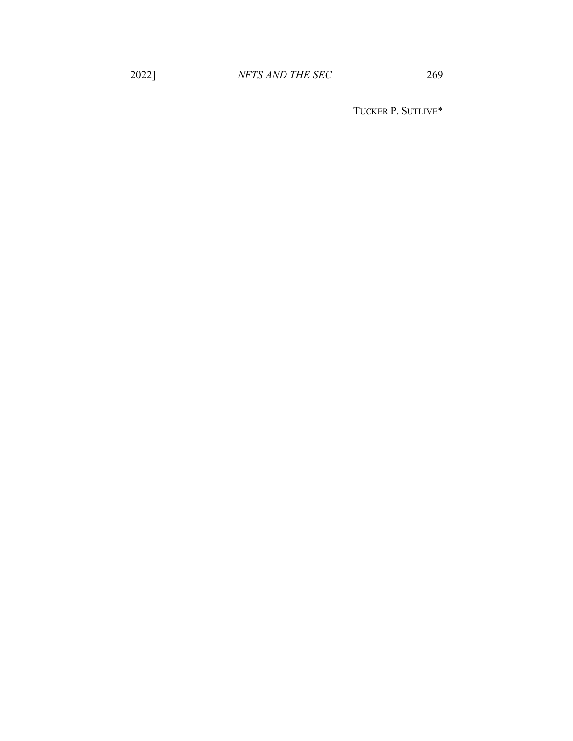TUCKER P. SUTLIVE*